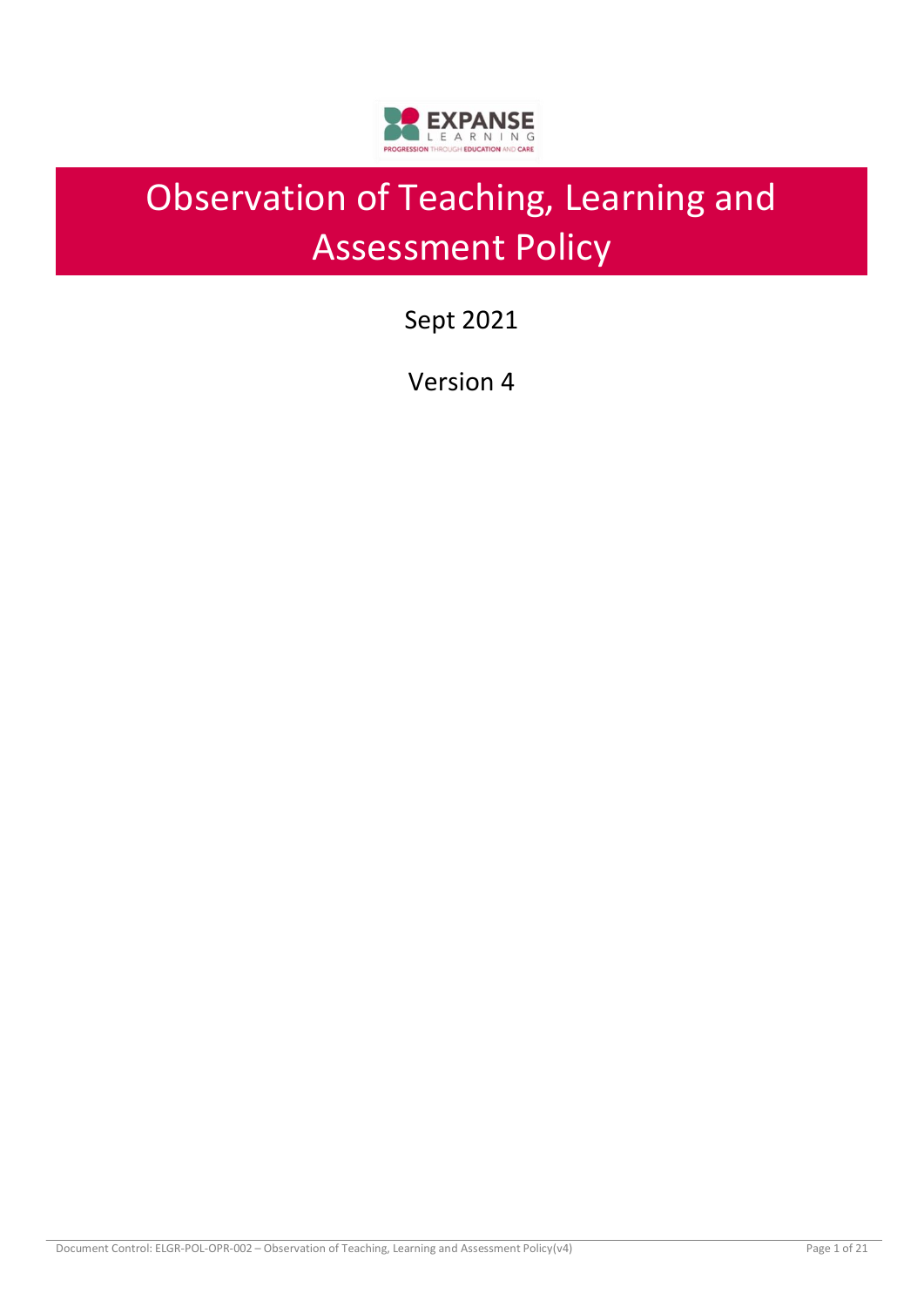# Observation of Teaching, Learning and Assessment Policy

Sept 2021

Version 4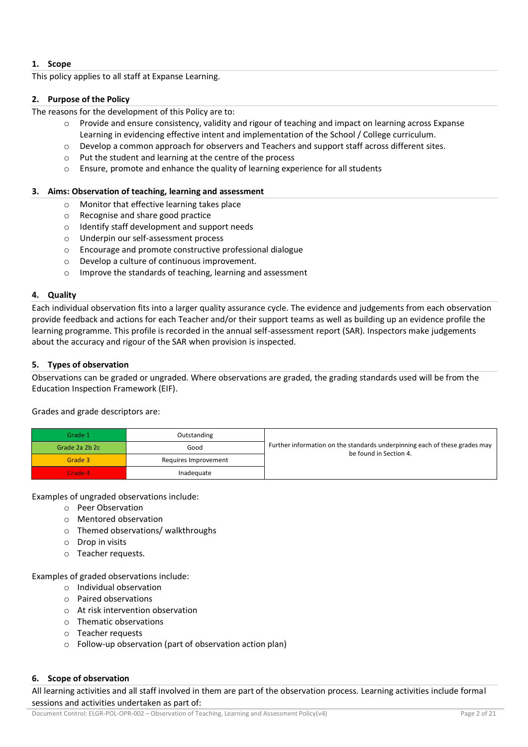## 1. Scope

This policy applies to all staff at Expanse Learning.

## 2. Purpose of the Policy

The reasons for the development of this Policy are to:

- Provide and ensure consistency, validity and rigour of teaching and impact on learning across Expanse Learning in evidencing effective intent and implementation of the School / College curriculum.
- Develop a common approach for observers and Teachers and support staff across different sites.
- Put the student and learning at the centre of the process
- Ensure, promote and enhance the quality of learning experience for all students

## 3. Aims: Observation of teaching, learning and assessment

- Monitor that effective learning takes place
- Recognise and share good practice
- Identify staff development and support needs
- Underpin our self-assessment process
- Encourage and promote constructive professional dialogue
- Develop a culture of continuous improvement.
- Improve the standards of teaching, learning and assessment

## 4. Quality

Each individual observation fits into a larger quality assurance cycle. The evidence and judgements from each observation provide feedback and actions for each Teacher and/or their support teams as well as building up an evidence profile the learning programme. This profile is recorded in the annual self-assessment report (SAR). Inspectors make judgements about the accuracy and rigour of the SAR when provision is inspected.

## 5. Types of observation

Observations can be graded or ungraded. Where observations are graded, the grading standards used will be from the Education Inspection Framework (EIF).

Grades and grade descriptors are:

| Grade | Descriptor | |
|---|---|---|
| Grade 1 | Outstanding | Further information on the standards underpinning each of these grades may be found in Section 4. |
| Grade 2a 2b 2c | Good | |
| Grade 3 | Requires Improvement | |
| Grade 4 | Inadequate | |

Examples of ungraded observations include:

- Peer Observation
- Mentored observation
- Themed observations/ walkthroughs
- Drop in visits
- Teacher requests.

Examples of graded observations include:

- Individual observation
- Paired observations
- At risk intervention observation
- Thematic observations
- Teacher requests
- Follow-up observation (part of observation action plan)

## 6. Scope of observation

All learning activities and all staff involved in them are part of the observation process. Learning activities include formal sessions and activities undertaken as part of: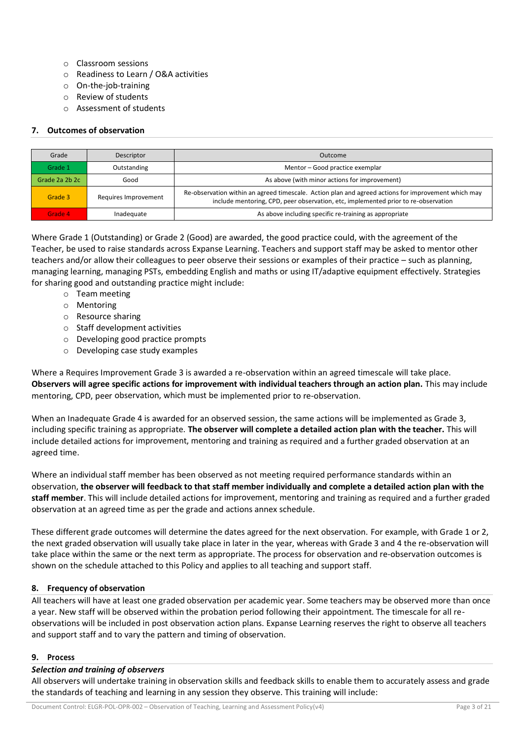- Classroom sessions
- Readiness to Learn / O&A activities
- On-the-job-training
- Review of students
- Assessment of students

### 7. Outcomes of observation

| Grade | Descriptor | Outcome |
|---|---|---|
| Grade 1 | Outstanding | Mentor – Good practice exemplar |
| Grade 2a 2b 2c | Good | As above (with minor actions for improvement) |
| Grade 3 | Requires Improvement | Re-observation within an agreed timescale. Action plan and agreed actions for improvement which may include mentoring, CPD, peer observation, etc, implemented prior to re-observation |
| Grade 4 | Inadequate | As above including specific re-training as appropriate |

Where Grade 1 (Outstanding) or Grade 2 (Good) are awarded, the good practice could, with the agreement of the Teacher, be used to raise standards across Expanse Learning. Teachers and support staff may be asked to mentor other teachers and/or allow their colleagues to peer observe their sessions or examples of their practice – such as planning, managing learning, managing PSTs, embedding English and maths or using IT/adaptive equipment effectively. Strategies for sharing good and outstanding practice might include:

- Team meeting
- Mentoring
- Resource sharing
- Staff development activities
- Developing good practice prompts
- Developing case study examples

Where a Requires Improvement Grade 3 is awarded a re-observation within an agreed timescale will take place. **Observers will agree specific actions for improvement with individual teachers through an action plan.** This may include mentoring, CPD, peer observation, which must be implemented prior to re-observation.

When an Inadequate Grade 4 is awarded for an observed session, the same actions will be implemented as Grade 3, including specific training as appropriate. **The observer will complete a detailed action plan with the teacher.** This will include detailed actions for improvement, mentoring and training as required and a further graded observation at an agreed time.

Where an individual staff member has been observed as not meeting required performance standards within an observation, **the observer will feedback to that staff member individually and complete a detailed action plan with the staff member**. This will include detailed actions for improvement, mentoring and training as required and a further graded observation at an agreed time as per the grade and actions annex schedule.

These different grade outcomes will determine the dates agreed for the next observation. For example, with Grade 1 or 2, the next graded observation will usually take place in later in the year, whereas with Grade 3 and 4 the re-observation will take place within the same or the next term as appropriate. The process for observation and re-observation outcomes is shown on the schedule attached to this Policy and applies to all teaching and support staff.

### 8. Frequency of observation

All teachers will have at least one graded observation per academic year. Some teachers may be observed more than once a year. New staff will be observed within the probation period following their appointment. The timescale for all re-observations will be included in post observation action plans. Expanse Learning reserves the right to observe all teachers and support staff and to vary the pattern and timing of observation.

### 9. Process

***Selection and training of observers***

All observers will undertake training in observation skills and feedback skills to enable them to accurately assess and grade the standards of teaching and learning in any session they observe. This training will include: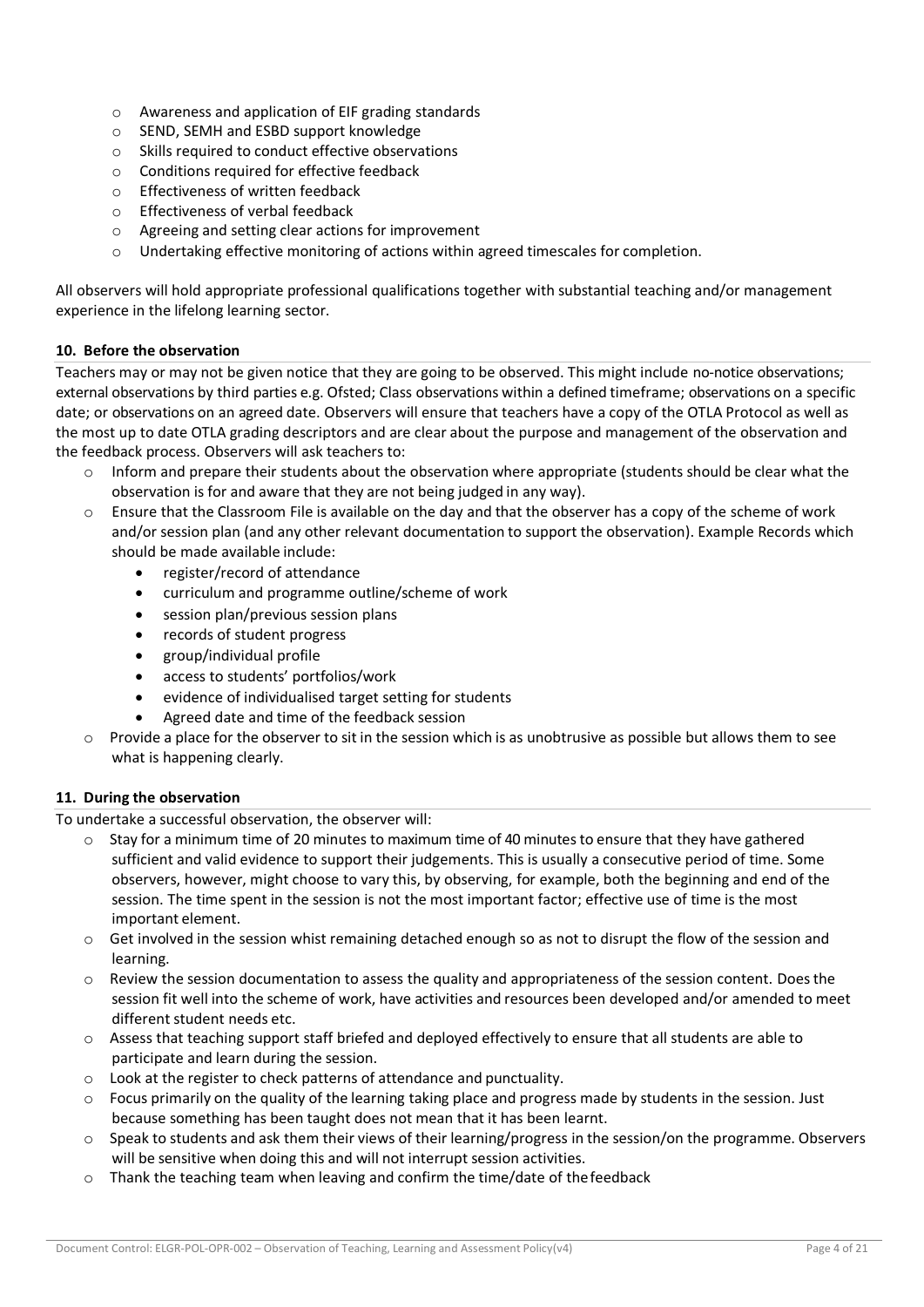- Awareness and application of EIF grading standards
- SEND, SEMH and ESBD support knowledge
- Skills required to conduct effective observations
- Conditions required for effective feedback
- Effectiveness of written feedback
- Effectiveness of verbal feedback
- Agreeing and setting clear actions for improvement
- Undertaking effective monitoring of actions within agreed timescales for completion.

All observers will hold appropriate professional qualifications together with substantial teaching and/or management experience in the lifelong learning sector.

### 10. Before the observation

Teachers may or may not be given notice that they are going to be observed. This might include no-notice observations; external observations by third parties e.g. Ofsted; Class observations within a defined timeframe; observations on a specific date; or observations on an agreed date. Observers will ensure that teachers have a copy of the OTLA Protocol as well as the most up to date OTLA grading descriptors and are clear about the purpose and management of the observation and the feedback process. Observers will ask teachers to:

- Inform and prepare their students about the observation where appropriate (students should be clear what the observation is for and aware that they are not being judged in any way).
- Ensure that the Classroom File is available on the day and that the observer has a copy of the scheme of work and/or session plan (and any other relevant documentation to support the observation). Example Records which should be made available include:
  - register/record of attendance
  - curriculum and programme outline/scheme of work
  - session plan/previous session plans
  - records of student progress
  - group/individual profile
  - access to students' portfolios/work
  - evidence of individualised target setting for students
  - Agreed date and time of the feedback session
- Provide a place for the observer to sit in the session which is as unobtrusive as possible but allows them to see what is happening clearly.

### 11. During the observation

To undertake a successful observation, the observer will:

- Stay for a minimum time of 20 minutes to maximum time of 40 minutes to ensure that they have gathered sufficient and valid evidence to support their judgements. This is usually a consecutive period of time. Some observers, however, might choose to vary this, by observing, for example, both the beginning and end of the session. The time spent in the session is not the most important factor; effective use of time is the most important element.
- Get involved in the session whist remaining detached enough so as not to disrupt the flow of the session and learning.
- Review the session documentation to assess the quality and appropriateness of the session content. Does the session fit well into the scheme of work, have activities and resources been developed and/or amended to meet different student needs etc.
- Assess that teaching support staff briefed and deployed effectively to ensure that all students are able to participate and learn during the session.
- Look at the register to check patterns of attendance and punctuality.
- Focus primarily on the quality of the learning taking place and progress made by students in the session. Just because something has been taught does not mean that it has been learnt.
- Speak to students and ask them their views of their learning/progress in the session/on the programme. Observers will be sensitive when doing this and will not interrupt session activities.
- Thank the teaching team when leaving and confirm the time/date of the feedback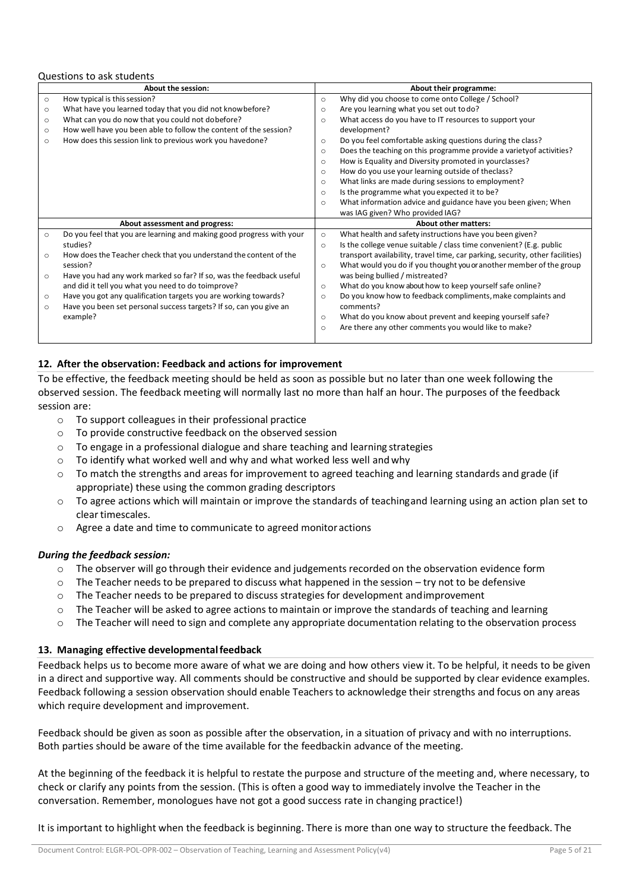Questions to ask students

| About the session: | About their programme: |
|---|---|
| ○ How typical is this session?<br>○ What have you learned today that you did not know before?<br>○ What can you do now that you could not do before?<br>○ How well have you been able to follow the content of the session?<br>○ How does this session link to previous work you have done? | ○ Why did you choose to come onto College / School?<br>○ Are you learning what you set out to do?<br>○ What access do you have to IT resources to support your development?<br>○ Do you feel comfortable asking questions during the class?<br>○ Does the teaching on this programme provide a variety of activities?<br>○ How is Equality and Diversity promoted in your classes?<br>○ How do you use your learning outside of the class?<br>○ What links are made during sessions to employment?<br>○ Is the programme what you expected it to be?<br>○ What information advice and guidance have you been given; When was IAG given? Who provided IAG? |
| **About assessment and progress:** | **About other matters:** |
| ○ Do you feel that you are learning and making good progress with your studies?<br>○ How does the Teacher check that you understand the content of the session?<br>○ Have you had any work marked so far? If so, was the feedback useful and did it tell you what you need to do to improve?<br>○ Have you got any qualification targets you are working towards?<br>○ Have you been set personal success targets? If so, can you give an example? | ○ What health and safety instructions have you been given?<br>○ Is the college venue suitable / class time convenient? (E.g. public transport availability, travel time, car parking, security, other facilities)<br>○ What would you do if you thought you or another member of the group was being bullied / mistreated?<br>○ What do you know about how to keep yourself safe online?<br>○ Do you know how to feedback compliments, make complaints and comments?<br>○ What do you know about prevent and keeping yourself safe?<br>○ Are there any other comments you would like to make? |

### 12. After the observation: Feedback and actions for improvement

To be effective, the feedback meeting should be held as soon as possible but no later than one week following the observed session. The feedback meeting will normally last no more than half an hour. The purposes of the feedback session are:

- To support colleagues in their professional practice
- To provide constructive feedback on the observed session
- To engage in a professional dialogue and share teaching and learning strategies
- To identify what worked well and why and what worked less well and why
- To match the strengths and areas for improvement to agreed teaching and learning standards and grade (if appropriate) these using the common grading descriptors
- To agree actions which will maintain or improve the standards of teaching and learning using an action plan set to clear timescales.
- Agree a date and time to communicate to agreed monitor actions

***During the feedback session:***

- The observer will go through their evidence and judgements recorded on the observation evidence form
- The Teacher needs to be prepared to discuss what happened in the session – try not to be defensive
- The Teacher needs to be prepared to discuss strategies for development and improvement
- The Teacher will be asked to agree actions to maintain or improve the standards of teaching and learning
- The Teacher will need to sign and complete any appropriate documentation relating to the observation process

### 13. Managing effective developmental feedback

Feedback helps us to become more aware of what we are doing and how others view it. To be helpful, it needs to be given in a direct and supportive way. All comments should be constructive and should be supported by clear evidence examples. Feedback following a session observation should enable Teachers to acknowledge their strengths and focus on any areas which require development and improvement.

Feedback should be given as soon as possible after the observation, in a situation of privacy and with no interruptions. Both parties should be aware of the time available for the feedback in advance of the meeting.

At the beginning of the feedback it is helpful to restate the purpose and structure of the meeting and, where necessary, to check or clarify any points from the session. (This is often a good way to immediately involve the Teacher in the conversation. Remember, monologues have not got a good success rate in changing practice!)

It is important to highlight when the feedback is beginning. There is more than one way to structure the feedback. The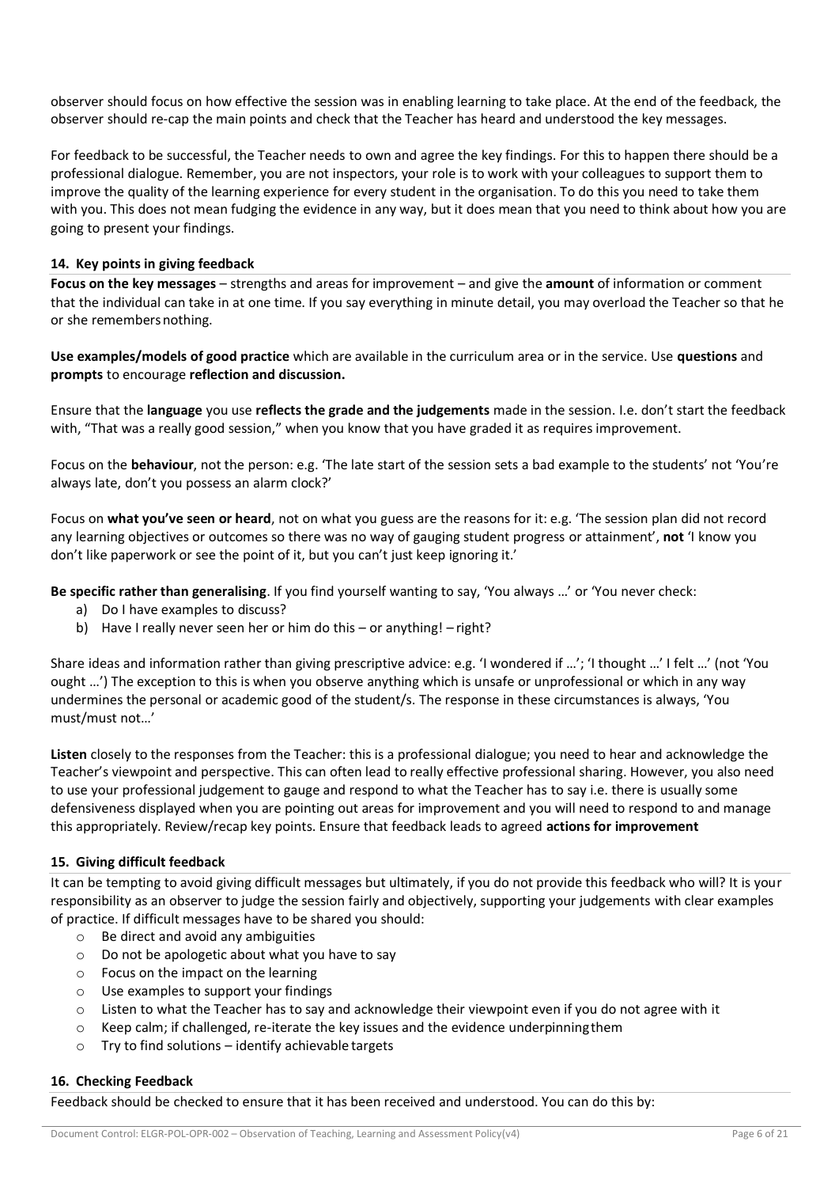observer should focus on how effective the session was in enabling learning to take place. At the end of the feedback, the observer should re-cap the main points and check that the Teacher has heard and understood the key messages.

For feedback to be successful, the Teacher needs to own and agree the key findings. For this to happen there should be a professional dialogue. Remember, you are not inspectors, your role is to work with your colleagues to support them to improve the quality of the learning experience for every student in the organisation. To do this you need to take them with you. This does not mean fudging the evidence in any way, but it does mean that you need to think about how you are going to present your findings.

### 14. Key points in giving feedback

**Focus on the key messages** – strengths and areas for improvement – and give the **amount** of information or comment that the individual can take in at one time. If you say everything in minute detail, you may overload the Teacher so that he or she remembers nothing.

**Use examples/models of good practice** which are available in the curriculum area or in the service. Use **questions** and **prompts** to encourage **reflection and discussion.**

Ensure that the **language** you use **reflects the grade and the judgements** made in the session. I.e. don't start the feedback with, "That was a really good session," when you know that you have graded it as requires improvement.

Focus on the **behaviour**, not the person: e.g. 'The late start of the session sets a bad example to the students' not 'You're always late, don't you possess an alarm clock?'

Focus on **what you've seen or heard**, not on what you guess are the reasons for it: e.g. 'The session plan did not record any learning objectives or outcomes so there was no way of gauging student progress or attainment', **not** 'I know you don't like paperwork or see the point of it, but you can't just keep ignoring it.'

**Be specific rather than generalising**. If you find yourself wanting to say, 'You always …' or 'You never check:

a) Do I have examples to discuss?
b) Have I really never seen her or him do this – or anything! – right?

Share ideas and information rather than giving prescriptive advice: e.g. 'I wondered if …'; 'I thought …' I felt …' (not 'You ought …') The exception to this is when you observe anything which is unsafe or unprofessional or which in any way undermines the personal or academic good of the student/s. The response in these circumstances is always, 'You must/must not…'

**Listen** closely to the responses from the Teacher: this is a professional dialogue; you need to hear and acknowledge the Teacher's viewpoint and perspective. This can often lead to really effective professional sharing. However, you also need to use your professional judgement to gauge and respond to what the Teacher has to say i.e. there is usually some defensiveness displayed when you are pointing out areas for improvement and you will need to respond to and manage this appropriately. Review/recap key points. Ensure that feedback leads to agreed **actions for improvement**

### 15. Giving difficult feedback

It can be tempting to avoid giving difficult messages but ultimately, if you do not provide this feedback who will? It is your responsibility as an observer to judge the session fairly and objectively, supporting your judgements with clear examples of practice. If difficult messages have to be shared you should:

- Be direct and avoid any ambiguities
- Do not be apologetic about what you have to say
- Focus on the impact on the learning
- Use examples to support your findings
- Listen to what the Teacher has to say and acknowledge their viewpoint even if you do not agree with it
- Keep calm; if challenged, re-iterate the key issues and the evidence underpinning them
- Try to find solutions – identify achievable targets

### 16. Checking Feedback

Feedback should be checked to ensure that it has been received and understood. You can do this by: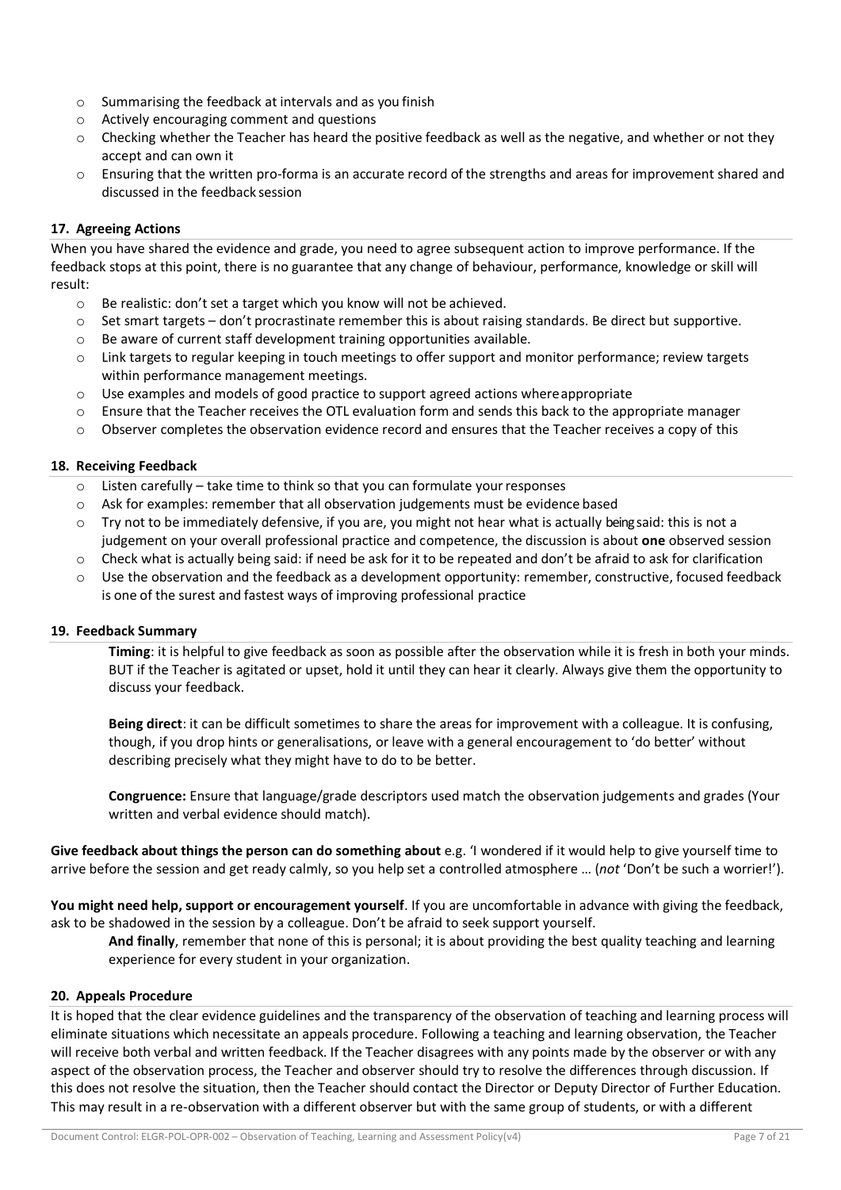- Summarising the feedback at intervals and as you finish
- Actively encouraging comment and questions
- Checking whether the Teacher has heard the positive feedback as well as the negative, and whether or not they accept and can own it
- Ensuring that the written pro-forma is an accurate record of the strengths and areas for improvement shared and discussed in the feedback session

### 17. Agreeing Actions

When you have shared the evidence and grade, you need to agree subsequent action to improve performance. If the feedback stops at this point, there is no guarantee that any change of behaviour, performance, knowledge or skill will result:

- Be realistic: don't set a target which you know will not be achieved.
- Set smart targets – don't procrastinate remember this is about raising standards. Be direct but supportive.
- Be aware of current staff development training opportunities available.
- Link targets to regular keeping in touch meetings to offer support and monitor performance; review targets within performance management meetings.
- Use examples and models of good practice to support agreed actions where appropriate
- Ensure that the Teacher receives the OTL evaluation form and sends this back to the appropriate manager
- Observer completes the observation evidence record and ensures that the Teacher receives a copy of this

### 18. Receiving Feedback

- Listen carefully – take time to think so that you can formulate your responses
- Ask for examples: remember that all observation judgements must be evidence based
- Try not to be immediately defensive, if you are, you might not hear what is actually being said: this is not a judgement on your overall professional practice and competence, the discussion is about **one** observed session
- Check what is actually being said: if need be ask for it to be repeated and don't be afraid to ask for clarification
- Use the observation and the feedback as a development opportunity: remember, constructive, focused feedback is one of the surest and fastest ways of improving professional practice

### 19. Feedback Summary

**Timing**: it is helpful to give feedback as soon as possible after the observation while it is fresh in both your minds. BUT if the Teacher is agitated or upset, hold it until they can hear it clearly. Always give them the opportunity to discuss your feedback.

**Being direct**: it can be difficult sometimes to share the areas for improvement with a colleague. It is confusing, though, if you drop hints or generalisations, or leave with a general encouragement to 'do better' without describing precisely what they might have to do to be better.

**Congruence:** Ensure that language/grade descriptors used match the observation judgements and grades (Your written and verbal evidence should match).

**Give feedback about things the person can do something about** e.g. 'I wondered if it would help to give yourself time to arrive before the session and get ready calmly, so you help set a controlled atmosphere … (*not* 'Don't be such a worrier!').

**You might need help, support or encouragement yourself**. If you are uncomfortable in advance with giving the feedback, ask to be shadowed in the session by a colleague. Don't be afraid to seek support yourself.

**And finally**, remember that none of this is personal; it is about providing the best quality teaching and learning experience for every student in your organization.

### 20. Appeals Procedure

It is hoped that the clear evidence guidelines and the transparency of the observation of teaching and learning process will eliminate situations which necessitate an appeals procedure. Following a teaching and learning observation, the Teacher will receive both verbal and written feedback. If the Teacher disagrees with any points made by the observer or with any aspect of the observation process, the Teacher and observer should try to resolve the differences through discussion. If this does not resolve the situation, then the Teacher should contact the Director or Deputy Director of Further Education. This may result in a re-observation with a different observer but with the same group of students, or with a different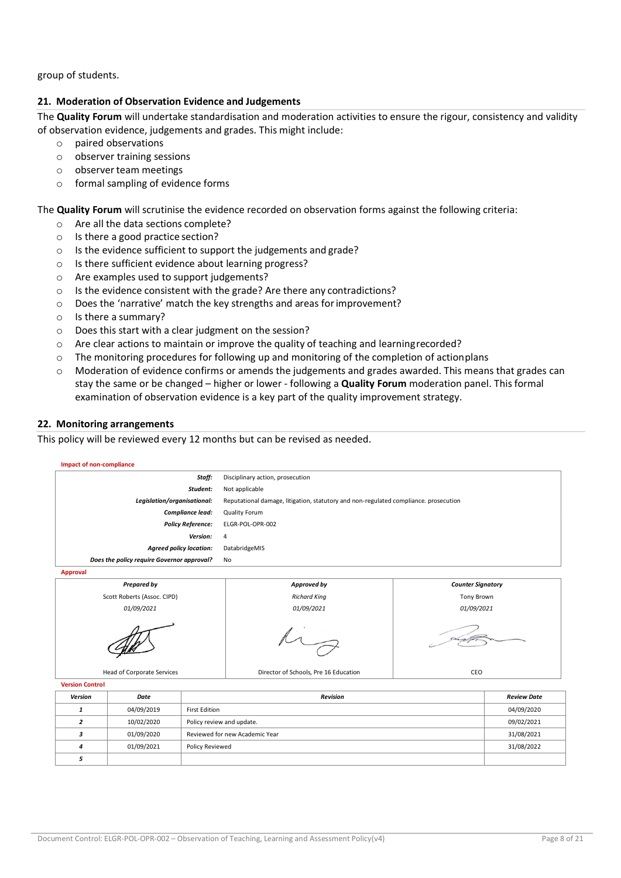group of students.

## 21. Moderation of Observation Evidence and Judgements

The **Quality Forum** will undertake standardisation and moderation activities to ensure the rigour, consistency and validity of observation evidence, judgements and grades. This might include:

- paired observations
- observer training sessions
- observer team meetings
- formal sampling of evidence forms

The **Quality Forum** will scrutinise the evidence recorded on observation forms against the following criteria:

- Are all the data sections complete?
- Is there a good practice section?
- Is the evidence sufficient to support the judgements and grade?
- Is there sufficient evidence about learning progress?
- Are examples used to support judgements?
- Is the evidence consistent with the grade? Are there any contradictions?
- Does the 'narrative' match the key strengths and areas for improvement?
- Is there a summary?
- Does this start with a clear judgment on the session?
- Are clear actions to maintain or improve the quality of teaching and learning recorded?
- The monitoring procedures for following up and monitoring of the completion of action plans
- Moderation of evidence confirms or amends the judgements and grades awarded. This means that grades can stay the same or be changed – higher or lower - following a **Quality Forum** moderation panel. This formal examination of observation evidence is a key part of the quality improvement strategy.

## 22. Monitoring arrangements

This policy will be reviewed every 12 months but can be revised as needed.

**Impact of non-compliance**

| | |
|---|---|
| ***Staff:*** | Disciplinary action, prosecution |
| ***Student:*** | Not applicable |
| ***Legislation/organisational:*** | Reputational damage, litigation, statutory and non-regulated compliance. prosecution |
| ***Compliance lead:*** | Quality Forum |
| ***Policy Reference:*** | ELGR-POL-OPR-002 |
| ***Version:*** | 4 |
| ***Agreed policy location:*** | DatabridgeMIS |
| ***Does the policy require Governor approval?*** | No |

**Approval**

| ***Prepared by*** | ***Approved by*** | ***Counter Signatory*** |
|---|---|---|
| Scott Roberts (Assoc. CIPD) | *Richard King* | Tony Brown |
| *01/09/2021* | *01/09/2021* | *01/09/2021* |
| Head of Corporate Services | Director of Schools, Pre 16 Education | CEO |

**Version Control**

| *Version* | *Date* | *Revision* | *Review Date* |
|---|---|---|---|
| ***1*** | 04/09/2019 | First Edition | 04/09/2020 |
| ***2*** | 10/02/2020 | Policy review and update. | 09/02/2021 |
| ***3*** | 01/09/2020 | Reviewed for new Academic Year | 31/08/2021 |
| ***4*** | 01/09/2021 | Policy Reviewed | 31/08/2022 |
| ***5*** | | | |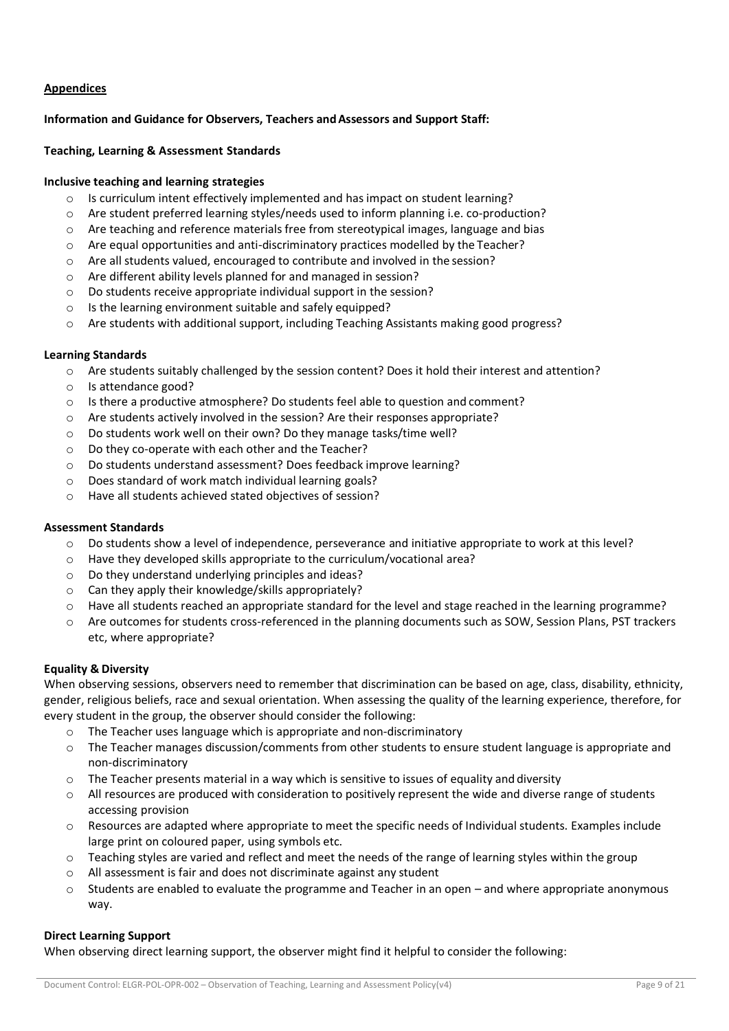## Appendices

**Information and Guidance for Observers, Teachers and Assessors and Support Staff:**

**Teaching, Learning & Assessment Standards**

**Inclusive teaching and learning strategies**

- Is curriculum intent effectively implemented and has impact on student learning?
- Are student preferred learning styles/needs used to inform planning i.e. co-production?
- Are teaching and reference materials free from stereotypical images, language and bias
- Are equal opportunities and anti-discriminatory practices modelled by the Teacher?
- Are all students valued, encouraged to contribute and involved in the session?
- Are different ability levels planned for and managed in session?
- Do students receive appropriate individual support in the session?
- Is the learning environment suitable and safely equipped?
- Are students with additional support, including Teaching Assistants making good progress?

**Learning Standards**

- Are students suitably challenged by the session content? Does it hold their interest and attention?
- Is attendance good?
- Is there a productive atmosphere? Do students feel able to question and comment?
- Are students actively involved in the session? Are their responses appropriate?
- Do students work well on their own? Do they manage tasks/time well?
- Do they co-operate with each other and the Teacher?
- Do students understand assessment? Does feedback improve learning?
- Does standard of work match individual learning goals?
- Have all students achieved stated objectives of session?

**Assessment Standards**

- Do students show a level of independence, perseverance and initiative appropriate to work at this level?
- Have they developed skills appropriate to the curriculum/vocational area?
- Do they understand underlying principles and ideas?
- Can they apply their knowledge/skills appropriately?
- Have all students reached an appropriate standard for the level and stage reached in the learning programme?
- Are outcomes for students cross-referenced in the planning documents such as SOW, Session Plans, PST trackers etc, where appropriate?

**Equality & Diversity**

When observing sessions, observers need to remember that discrimination can be based on age, class, disability, ethnicity, gender, religious beliefs, race and sexual orientation. When assessing the quality of the learning experience, therefore, for every student in the group, the observer should consider the following:

- The Teacher uses language which is appropriate and non-discriminatory
- The Teacher manages discussion/comments from other students to ensure student language is appropriate and non-discriminatory
- The Teacher presents material in a way which is sensitive to issues of equality and diversity
- All resources are produced with consideration to positively represent the wide and diverse range of students accessing provision
- Resources are adapted where appropriate to meet the specific needs of Individual students. Examples include large print on coloured paper, using symbols etc.
- Teaching styles are varied and reflect and meet the needs of the range of learning styles within the group
- All assessment is fair and does not discriminate against any student
- Students are enabled to evaluate the programme and Teacher in an open – and where appropriate anonymous way.

**Direct Learning Support**

When observing direct learning support, the observer might find it helpful to consider the following: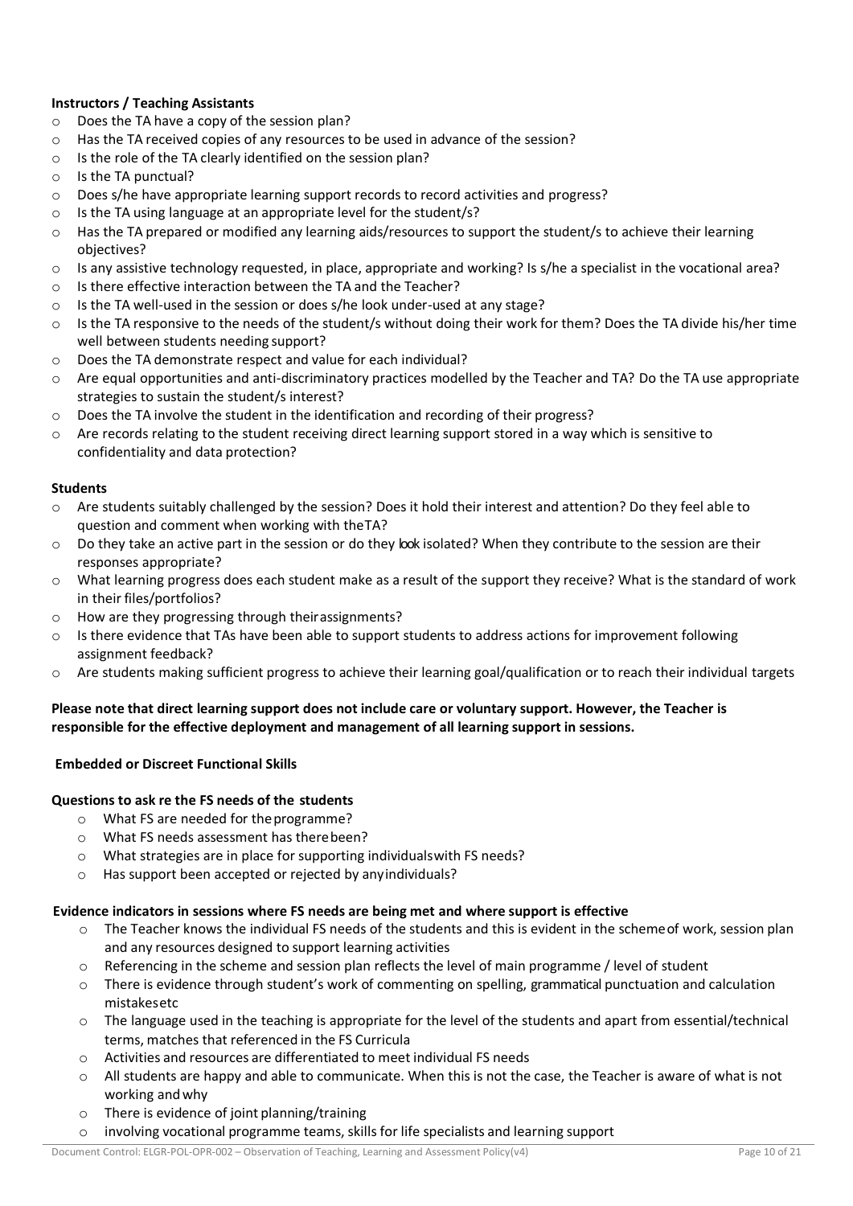**Instructors / Teaching Assistants**

- Does the TA have a copy of the session plan?
- Has the TA received copies of any resources to be used in advance of the session?
- Is the role of the TA clearly identified on the session plan?
- Is the TA punctual?
- Does s/he have appropriate learning support records to record activities and progress?
- Is the TA using language at an appropriate level for the student/s?
- Has the TA prepared or modified any learning aids/resources to support the student/s to achieve their learning objectives?
- Is any assistive technology requested, in place, appropriate and working? Is s/he a specialist in the vocational area?
- Is there effective interaction between the TA and the Teacher?
- Is the TA well-used in the session or does s/he look under-used at any stage?
- Is the TA responsive to the needs of the student/s without doing their work for them? Does the TA divide his/her time well between students needing support?
- Does the TA demonstrate respect and value for each individual?
- Are equal opportunities and anti-discriminatory practices modelled by the Teacher and TA? Do the TA use appropriate strategies to sustain the student/s interest?
- Does the TA involve the student in the identification and recording of their progress?
- Are records relating to the student receiving direct learning support stored in a way which is sensitive to confidentiality and data protection?

**Students**

- Are students suitably challenged by the session? Does it hold their interest and attention? Do they feel able to question and comment when working with theTA?
- Do they take an active part in the session or do they look isolated? When they contribute to the session are their responses appropriate?
- What learning progress does each student make as a result of the support they receive? What is the standard of work in their files/portfolios?
- How are they progressing through theirassignments?
- Is there evidence that TAs have been able to support students to address actions for improvement following assignment feedback?
- Are students making sufficient progress to achieve their learning goal/qualification or to reach their individual targets

**Please note that direct learning support does not include care or voluntary support. However, the Teacher is responsible for the effective deployment and management of all learning support in sessions.**

**Embedded or Discreet Functional Skills**

**Questions to ask re the FS needs of the students**

- What FS are needed for theprogramme?
- What FS needs assessment has therebeen?
- What strategies are in place for supporting individualswith FS needs?
- Has support been accepted or rejected by anyindividuals?

**Evidence indicators in sessions where FS needs are being met and where support is effective**

- The Teacher knows the individual FS needs of the students and this is evident in the schemeof work, session plan and any resources designed to support learning activities
- Referencing in the scheme and session plan reflects the level of main programme / level of student
- There is evidence through student's work of commenting on spelling, grammatical punctuation and calculation mistakesetc
- The language used in the teaching is appropriate for the level of the students and apart from essential/technical terms, matches that referenced in the FS Curricula
- Activities and resources are differentiated to meet individual FS needs
- All students are happy and able to communicate. When this is not the case, the Teacher is aware of what is not working andwhy
- There is evidence of joint planning/training
- involving vocational programme teams, skills for life specialists and learning support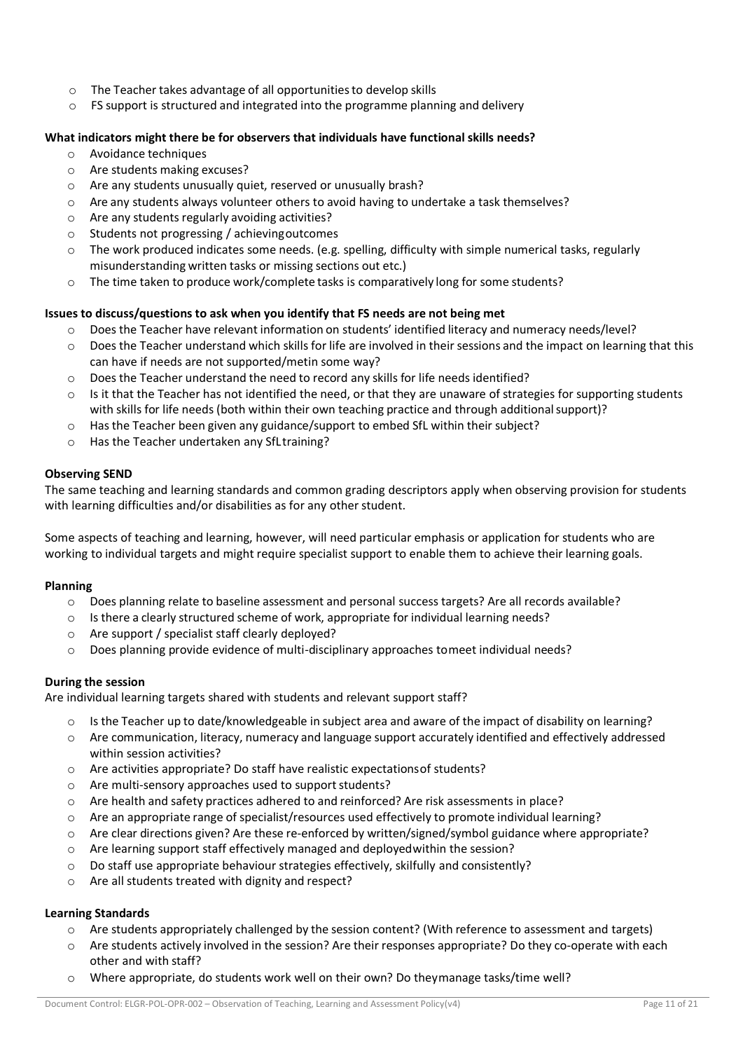- The Teacher takes advantage of all opportunities to develop skills
- FS support is structured and integrated into the programme planning and delivery

**What indicators might there be for observers that individuals have functional skills needs?**

- Avoidance techniques
- Are students making excuses?
- Are any students unusually quiet, reserved or unusually brash?
- Are any students always volunteer others to avoid having to undertake a task themselves?
- Are any students regularly avoiding activities?
- Students not progressing / achievingoutcomes
- The work produced indicates some needs. (e.g. spelling, difficulty with simple numerical tasks, regularly misunderstanding written tasks or missing sections out etc.)
- The time taken to produce work/complete tasks is comparatively long for some students?

**Issues to discuss/questions to ask when you identify that FS needs are not being met**

- Does the Teacher have relevant information on students' identified literacy and numeracy needs/level?
- Does the Teacher understand which skills for life are involved in their sessions and the impact on learning that this can have if needs are not supported/metin some way?
- Does the Teacher understand the need to record any skills for life needs identified?
- Is it that the Teacher has not identified the need, or that they are unaware of strategies for supporting students with skills for life needs (both within their own teaching practice and through additional support)?
- Has the Teacher been given any guidance/support to embed SfL within their subject?
- Has the Teacher undertaken any SfLtraining?

**Observing SEND**

The same teaching and learning standards and common grading descriptors apply when observing provision for students with learning difficulties and/or disabilities as for any other student.

Some aspects of teaching and learning, however, will need particular emphasis or application for students who are working to individual targets and might require specialist support to enable them to achieve their learning goals.

**Planning**

- Does planning relate to baseline assessment and personal success targets? Are all records available?
- Is there a clearly structured scheme of work, appropriate for individual learning needs?
- Are support / specialist staff clearly deployed?
- Does planning provide evidence of multi-disciplinary approaches tomeet individual needs?

**During the session**

Are individual learning targets shared with students and relevant support staff?

- Is the Teacher up to date/knowledgeable in subject area and aware of the impact of disability on learning?
- Are communication, literacy, numeracy and language support accurately identified and effectively addressed within session activities?
- Are activities appropriate? Do staff have realistic expectationsof students?
- Are multi-sensory approaches used to support students?
- Are health and safety practices adhered to and reinforced? Are risk assessments in place?
- Are an appropriate range of specialist/resources used effectively to promote individual learning?
- Are clear directions given? Are these re-enforced by written/signed/symbol guidance where appropriate?
- Are learning support staff effectively managed and deployedwithin the session?
- Do staff use appropriate behaviour strategies effectively, skilfully and consistently?
- Are all students treated with dignity and respect?

**Learning Standards**

- Are students appropriately challenged by the session content? (With reference to assessment and targets)
- Are students actively involved in the session? Are their responses appropriate? Do they co-operate with each other and with staff?
- Where appropriate, do students work well on their own? Do theymanage tasks/time well?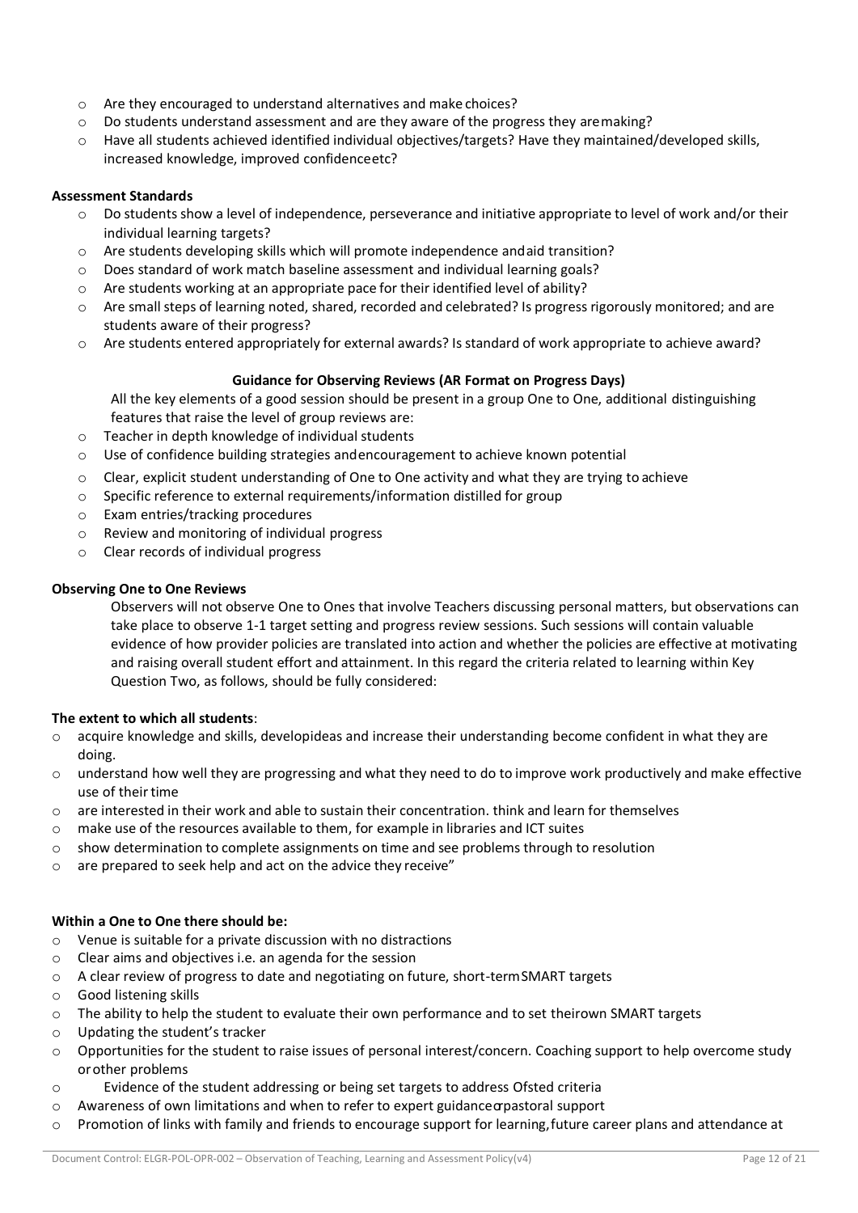- Are they encouraged to understand alternatives and make choices?
- Do students understand assessment and are they aware of the progress they are making?
- Have all students achieved identified individual objectives/targets? Have they maintained/developed skills, increased knowledge, improved confidence etc?

**Assessment Standards**

- Do students show a level of independence, perseverance and initiative appropriate to level of work and/or their individual learning targets?
- Are students developing skills which will promote independence and aid transition?
- Does standard of work match baseline assessment and individual learning goals?
- Are students working at an appropriate pace for their identified level of ability?
- Are small steps of learning noted, shared, recorded and celebrated? Is progress rigorously monitored; and are students aware of their progress?
- Are students entered appropriately for external awards? Is standard of work appropriate to achieve award?

**Guidance for Observing Reviews (AR Format on Progress Days)**

All the key elements of a good session should be present in a group One to One, additional distinguishing features that raise the level of group reviews are:

- Teacher in depth knowledge of individual students
- Use of confidence building strategies and encouragement to achieve known potential
- Clear, explicit student understanding of One to One activity and what they are trying to achieve
- Specific reference to external requirements/information distilled for group
- Exam entries/tracking procedures
- Review and monitoring of individual progress
- Clear records of individual progress

**Observing One to One Reviews**

Observers will not observe One to Ones that involve Teachers discussing personal matters, but observations can take place to observe 1-1 target setting and progress review sessions. Such sessions will contain valuable evidence of how provider policies are translated into action and whether the policies are effective at motivating and raising overall student effort and attainment. In this regard the criteria related to learning within Key Question Two, as follows, should be fully considered:

**The extent to which all students**:

- acquire knowledge and skills, develop ideas and increase their understanding become confident in what they are doing.
- understand how well they are progressing and what they need to do to improve work productively and make effective use of their time
- are interested in their work and able to sustain their concentration. think and learn for themselves
- make use of the resources available to them, for example in libraries and ICT suites
- show determination to complete assignments on time and see problems through to resolution
- are prepared to seek help and act on the advice they receive"

**Within a One to One there should be:**

- Venue is suitable for a private discussion with no distractions
- Clear aims and objectives i.e. an agenda for the session
- A clear review of progress to date and negotiating on future, short-term SMART targets
- Good listening skills
- The ability to help the student to evaluate their own performance and to set their own SMART targets
- Updating the student's tracker
- Opportunities for the student to raise issues of personal interest/concern. Coaching support to help overcome study or other problems
- Evidence of the student addressing or being set targets to address Ofsted criteria
- Awareness of own limitations and when to refer to expert guidance or pastoral support
- Promotion of links with family and friends to encourage support for learning, future career plans and attendance at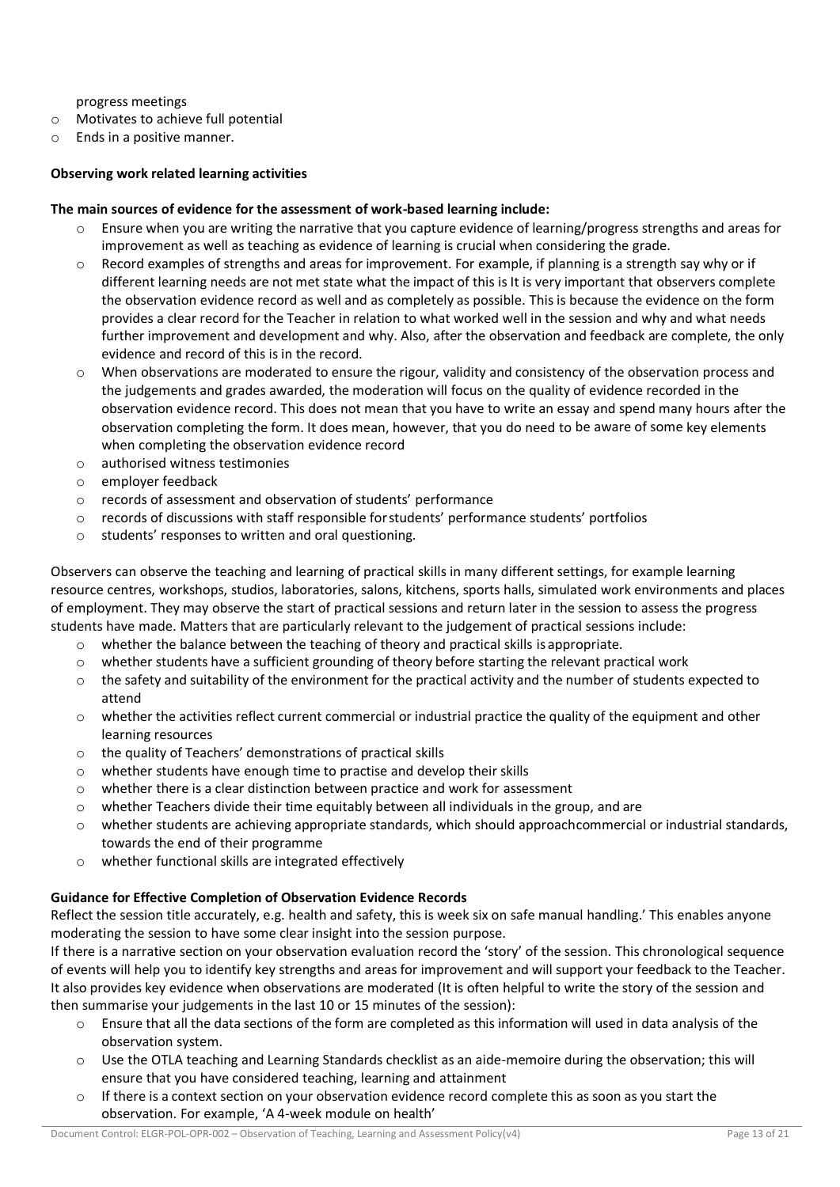progress meetings

- Motivates to achieve full potential
- Ends in a positive manner.

**Observing work related learning activities**

**The main sources of evidence for the assessment of work-based learning include:**

- Ensure when you are writing the narrative that you capture evidence of learning/progress strengths and areas for improvement as well as teaching as evidence of learning is crucial when considering the grade.
- Record examples of strengths and areas for improvement. For example, if planning is a strength say why or if different learning needs are not met state what the impact of this is It is very important that observers complete the observation evidence record as well and as completely as possible. This is because the evidence on the form provides a clear record for the Teacher in relation to what worked well in the session and why and what needs further improvement and development and why. Also, after the observation and feedback are complete, the only evidence and record of this is in the record.
- When observations are moderated to ensure the rigour, validity and consistency of the observation process and the judgements and grades awarded, the moderation will focus on the quality of evidence recorded in the observation evidence record. This does not mean that you have to write an essay and spend many hours after the observation completing the form. It does mean, however, that you do need to be aware of some key elements when completing the observation evidence record
- authorised witness testimonies
- employer feedback
- records of assessment and observation of students' performance
- records of discussions with staff responsible forstudents' performance students' portfolios
- students' responses to written and oral questioning.

Observers can observe the teaching and learning of practical skills in many different settings, for example learning resource centres, workshops, studios, laboratories, salons, kitchens, sports halls, simulated work environments and places of employment. They may observe the start of practical sessions and return later in the session to assess the progress students have made. Matters that are particularly relevant to the judgement of practical sessions include:

- whether the balance between the teaching of theory and practical skills is appropriate.
- whether students have a sufficient grounding of theory before starting the relevant practical work
- the safety and suitability of the environment for the practical activity and the number of students expected to attend
- whether the activities reflect current commercial or industrial practice the quality of the equipment and other learning resources
- the quality of Teachers' demonstrations of practical skills
- whether students have enough time to practise and develop their skills
- whether there is a clear distinction between practice and work for assessment
- whether Teachers divide their time equitably between all individuals in the group, and are
- whether students are achieving appropriate standards, which should approachcommercial or industrial standards, towards the end of their programme
- whether functional skills are integrated effectively

**Guidance for Effective Completion of Observation Evidence Records**

Reflect the session title accurately, e.g. health and safety, this is week six on safe manual handling.' This enables anyone moderating the session to have some clear insight into the session purpose.

If there is a narrative section on your observation evaluation record the 'story' of the session. This chronological sequence of events will help you to identify key strengths and areas for improvement and will support your feedback to the Teacher. It also provides key evidence when observations are moderated (It is often helpful to write the story of the session and then summarise your judgements in the last 10 or 15 minutes of the session):

- Ensure that all the data sections of the form are completed as this information will used in data analysis of the observation system.
- Use the OTLA teaching and Learning Standards checklist as an aide-memoire during the observation; this will ensure that you have considered teaching, learning and attainment
- If there is a context section on your observation evidence record complete this as soon as you start the observation. For example, 'A 4-week module on health'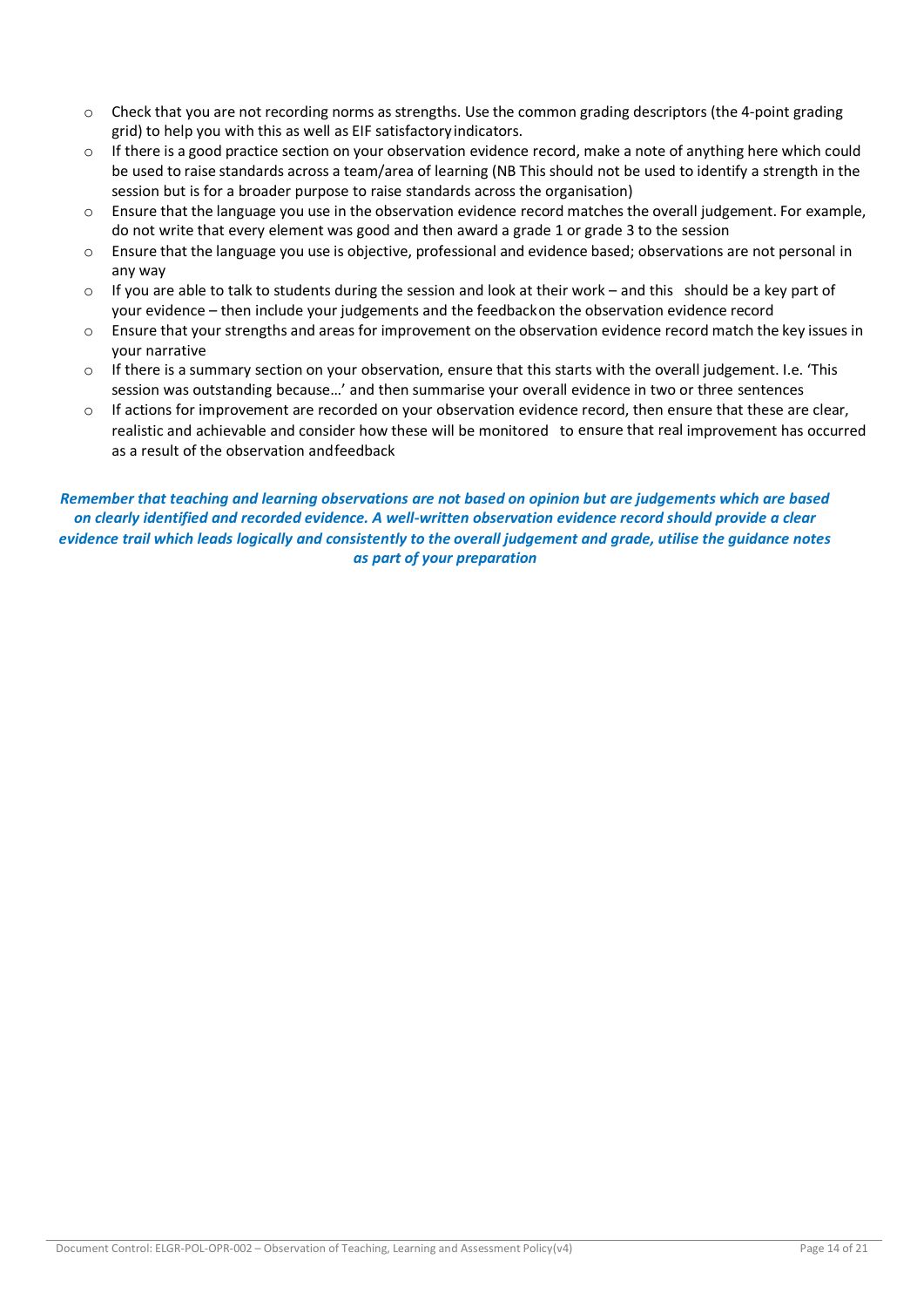- Check that you are not recording norms as strengths. Use the common grading descriptors (the 4-point grading grid) to help you with this as well as EIF satisfactory indicators.
- If there is a good practice section on your observation evidence record, make a note of anything here which could be used to raise standards across a team/area of learning (NB This should not be used to identify a strength in the session but is for a broader purpose to raise standards across the organisation)
- Ensure that the language you use in the observation evidence record matches the overall judgement. For example, do not write that every element was good and then award a grade 1 or grade 3 to the session
- Ensure that the language you use is objective, professional and evidence based; observations are not personal in any way
- If you are able to talk to students during the session and look at their work – and this should be a key part of your evidence – then include your judgements and the feedback on the observation evidence record
- Ensure that your strengths and areas for improvement on the observation evidence record match the key issues in your narrative
- If there is a summary section on your observation, ensure that this starts with the overall judgement. I.e. 'This session was outstanding because…' and then summarise your overall evidence in two or three sentences
- If actions for improvement are recorded on your observation evidence record, then ensure that these are clear, realistic and achievable and consider how these will be monitored to ensure that real improvement has occurred as a result of the observation and feedback

***Remember that teaching and learning observations are not based on opinion but are judgements which are based on clearly identified and recorded evidence. A well-written observation evidence record should provide a clear evidence trail which leads logically and consistently to the overall judgement and grade, utilise the guidance notes as part of your preparation***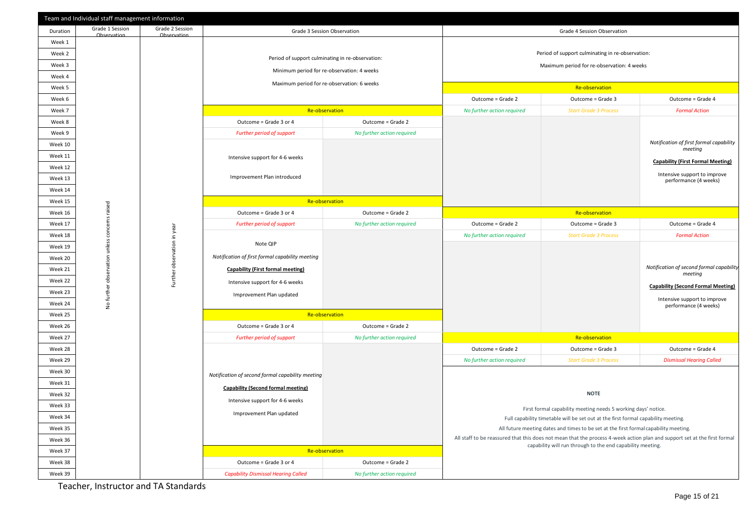| Team and Individual staff management information | | | | | | | |
|---|---|---|---|---|---|---|---|
| Duration | Grade 1 Session Observation | Grade 2 Session Observation | Grade 3 Session Observation | | Grade 4 Session Observation | | |
| Week 1 | No further observation unless concerns raised | Further observation in year | Period of support culminating in re-observation: Minimum period for re-observation: 4 weeks Maximum period for re-observation: 6 weeks | | Period of support culminating in re-observation: Maximum period for re-observation: 4 weeks | | |
| Week 2 | | | | | | | |
| Week 3 | | | | | | | |
| Week 4 | | | | | | | |
| Week 5 | | | | | Re-observation | | |
| Week 6 | | | | | Outcome = Grade 2 | Outcome = Grade 3 | Outcome = Grade 4 |
| Week 7 | | | Re-observation | | *No further action required* | *Start Grade 3 Process* | *Formal Action* |
| Week 8 | | | Outcome = Grade 3 or 4 | Outcome = Grade 2 | | | |
| Week 9 | | | *Further period of support* | *No further action required* | | | |
| Week 10 | | | Intensive support for 4-6 weeks<br>Improvement Plan introduced | | | | *Notification of first formal capability meeting*<br>**Capability (First Formal Meeting)**<br>Intensive support to improve performance (4 weeks) |
| Week 11 | | | | | | | |
| Week 12 | | | | | | | |
| Week 13 | | | | | | | |
| Week 14 | | | | | | | |
| Week 15 | | | Re-observation | | | | |
| Week 16 | | | Outcome = Grade 3 or 4 | Outcome = Grade 2 | Re-observation | | |
| Week 17 | | | *Further period of support* | *No further action required* | Outcome = Grade 2 | Outcome = Grade 3 | Outcome = Grade 4 |
| Week 18 | | | Note QIP<br>*Notification of first formal capability meeting*<br>**Capability (First formal meeting)**<br>Intensive support for 4-6 weeks<br>Improvement Plan updated | | *No further action required* | *Start Grade 3 Process* | *Formal Action* |
| Week 19 | | | | | | | *Notification of second formal capability meeting*<br>**Capability (Second Formal Meeting)**<br>Intensive support to improve performance (4 weeks) |
| Week 20 | | | | | | | |
| Week 21 | | | | | | | |
| Week 22 | | | | | | | |
| Week 23 | | | | | | | |
| Week 24 | | | | | | | |
| Week 25 | | | Re-observation | | | | |
| Week 26 | | | Outcome = Grade 3 or 4 | Outcome = Grade 2 | | | |
| Week 27 | | | *Further period of support* | *No further action required* | Re-observation | | |
| Week 28 | | | *Notification of second formal capability meeting*<br>**Capability (Second formal meeting)**<br>Intensive support for 4-6 weeks<br>Improvement Plan updated | | Outcome = Grade 2 | Outcome = Grade 3 | Outcome = Grade 4 |
| Week 29 | | | | | *No further action required* | *Start Grade 3 Process* | *Dismissal Hearing Called* |
| Week 30 | | | | | **NOTE**<br>First formal capability meeting needs 5 working days' notice.<br>Full capability timetable will be set out at the first formal capability meeting.<br>All future meeting dates and times to be set at the first formal capability meeting.<br>All staff to be reassured that this does not mean that the process 4-week action plan and support set at the first formal capability will run through to the end capability meeting. | | |
| Week 31 | | | | | | | |
| Week 32 | | | | | | | |
| Week 33 | | | | | | | |
| Week 34 | | | | | | | |
| Week 35 | | | | | | | |
| Week 36 | | | | | | | |
| Week 37 | | | Re-observation | | | | |
| Week 38 | | | Outcome = Grade 3 or 4 | Outcome = Grade 2 | | | |
| Week 39 | | | *Capability Dismissal Hearing Called* | *No further action required* | | | |

Teacher, Instructor and TA Standards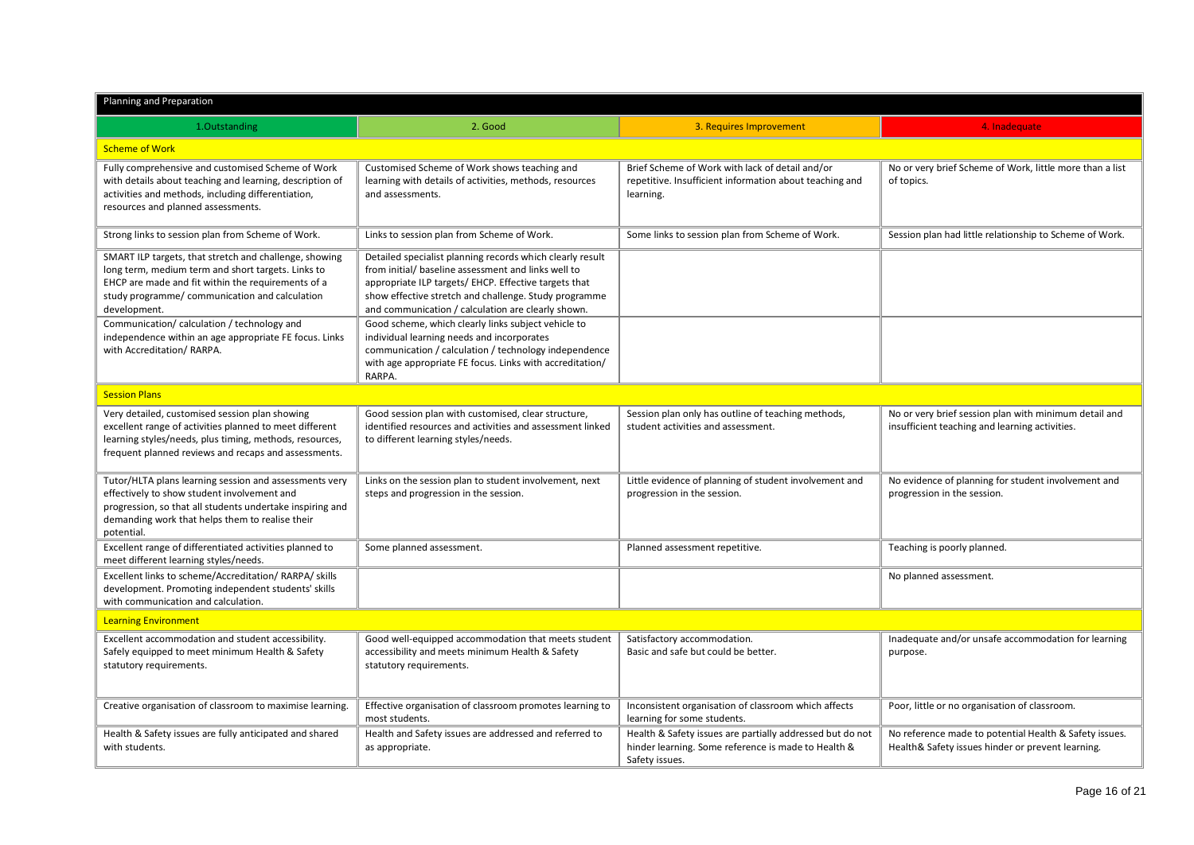| Planning and Preparation | | | |
|---|---|---|---|
| 1.Outstanding | 2. Good | 3. Requires Improvement | 4. Inadequate |
| **Scheme of Work** | | | |
| Fully comprehensive and customised Scheme of Work with details about teaching and learning, description of activities and methods, including differentiation, resources and planned assessments. | Customised Scheme of Work shows teaching and learning with details of activities, methods, resources and assessments. | Brief Scheme of Work with lack of detail and/or repetitive. Insufficient information about teaching and learning. | No or very brief Scheme of Work, little more than a list of topics. |
| Strong links to session plan from Scheme of Work. | Links to session plan from Scheme of Work. | Some links to session plan from Scheme of Work. | Session plan had little relationship to Scheme of Work. |
| SMART ILP targets, that stretch and challenge, showing long term, medium term and short targets. Links to EHCP are made and fit within the requirements of a study programme/ communication and calculation development. | Detailed specialist planning records which clearly result from initial/ baseline assessment and links well to appropriate ILP targets/ EHCP. Effective targets that show effective stretch and challenge. Study programme and communication / calculation are clearly shown. | | |
| Communication/ calculation / technology and independence within an age appropriate FE focus. Links with Accreditation/ RARPA. | Good scheme, which clearly links subject vehicle to individual learning needs and incorporates communication / calculation / technology independence with age appropriate FE focus. Links with accreditation/ RARPA. | | |
| **Session Plans** | | | |
| Very detailed, customised session plan showing excellent range of activities planned to meet different learning styles/needs, plus timing, methods, resources, frequent planned reviews and recaps and assessments. | Good session plan with customised, clear structure, identified resources and activities and assessment linked to different learning styles/needs. | Session plan only has outline of teaching methods, student activities and assessment. | No or very brief session plan with minimum detail and insufficient teaching and learning activities. |
| Tutor/HLTA plans learning session and assessments very effectively to show student involvement and progression, so that all students undertake inspiring and demanding work that helps them to realise their potential. | Links on the session plan to student involvement, next steps and progression in the session. | Little evidence of planning of student involvement and progression in the session. | No evidence of planning for student involvement and progression in the session. |
| Excellent range of differentiated activities planned to meet different learning styles/needs. | Some planned assessment. | Planned assessment repetitive. | Teaching is poorly planned. |
| Excellent links to scheme/Accreditation/ RARPA/ skills development. Promoting independent students' skills with communication and calculation. | | | No planned assessment. |
| **Learning Environment** | | | |
| Excellent accommodation and student accessibility. Safely equipped to meet minimum Health & Safety statutory requirements. | Good well-equipped accommodation that meets student accessibility and meets minimum Health & Safety statutory requirements. | Satisfactory accommodation. Basic and safe but could be better. | Inadequate and/or unsafe accommodation for learning purpose. |
| Creative organisation of classroom to maximise learning. | Effective organisation of classroom promotes learning to most students. | Inconsistent organisation of classroom which affects learning for some students. | Poor, little or no organisation of classroom. |
| Health & Safety issues are fully anticipated and shared with students. | Health and Safety issues are addressed and referred to as appropriate. | Health & Safety issues are partially addressed but do not hinder learning. Some reference is made to Health & Safety issues. | No reference made to potential Health & Safety issues. Health& Safety issues hinder or prevent learning. |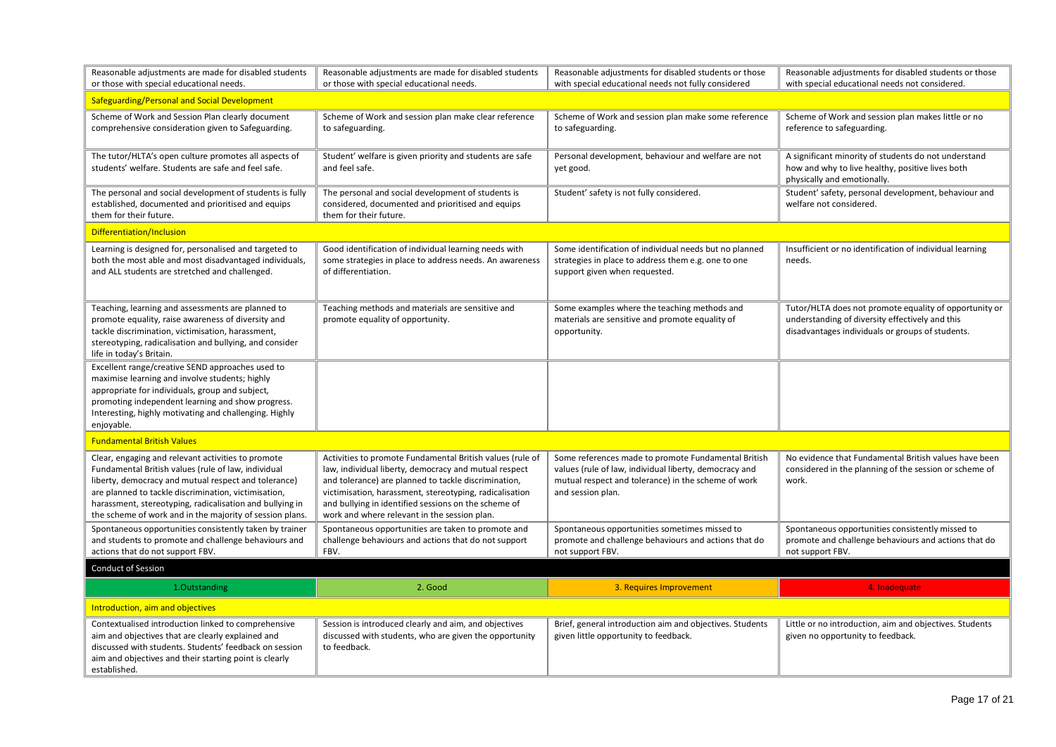| | | | |
|---|---|---|---|
| Reasonable adjustments are made for disabled students or those with special educational needs. | Reasonable adjustments are made for disabled students or those with special educational needs. | Reasonable adjustments for disabled students or those with special educational needs not fully considered | Reasonable adjustments for disabled students or those with special educational needs not considered. |
| **Safeguarding/Personal and Social Development** | | | |
| Scheme of Work and Session Plan clearly document comprehensive consideration given to Safeguarding. | Scheme of Work and session plan make clear reference to safeguarding. | Scheme of Work and session plan make some reference to safeguarding. | Scheme of Work and session plan makes little or no reference to safeguarding. |
| The tutor/HLTA's open culture promotes all aspects of students' welfare. Students are safe and feel safe. | Student' welfare is given priority and students are safe and feel safe. | Personal development, behaviour and welfare are not yet good. | A significant minority of students do not understand how and why to live healthy, positive lives both physically and emotionally. |
| The personal and social development of students is fully established, documented and prioritised and equips them for their future. | The personal and social development of students is considered, documented and prioritised and equips them for their future. | Student' safety is not fully considered. | Student' safety, personal development, behaviour and welfare not considered. |
| **Differentiation/Inclusion** | | | |
| Learning is designed for, personalised and targeted to both the most able and most disadvantaged individuals, and ALL students are stretched and challenged. | Good identification of individual learning needs with some strategies in place to address needs. An awareness of differentiation. | Some identification of individual needs but no planned strategies in place to address them e.g. one to one support given when requested. | Insufficient or no identification of individual learning needs. |
| Teaching, learning and assessments are planned to promote equality, raise awareness of diversity and tackle discrimination, victimisation, harassment, stereotyping, radicalisation and bullying, and consider life in today's Britain. | Teaching methods and materials are sensitive and promote equality of opportunity. | Some examples where the teaching methods and materials are sensitive and promote equality of opportunity. | Tutor/HLTA does not promote equality of opportunity or understanding of diversity effectively and this disadvantages individuals or groups of students. |
| Excellent range/creative SEND approaches used to maximise learning and involve students; highly appropriate for individuals, group and subject, promoting independent learning and show progress. Interesting, highly motivating and challenging. Highly enjoyable. | | | |
| **Fundamental British Values** | | | |
| Clear, engaging and relevant activities to promote Fundamental British values (rule of law, individual liberty, democracy and mutual respect and tolerance) are planned to tackle discrimination, victimisation, harassment, stereotyping, radicalisation and bullying in the scheme of work and in the majority of session plans. | Activities to promote Fundamental British values (rule of law, individual liberty, democracy and mutual respect and tolerance) are planned to tackle discrimination, victimisation, harassment, stereotyping, radicalisation and bullying in identified sessions on the scheme of work and where relevant in the session plan. | Some references made to promote Fundamental British values (rule of law, individual liberty, democracy and mutual respect and tolerance) in the scheme of work and session plan. | No evidence that Fundamental British values have been considered in the planning of the session or scheme of work. |
| Spontaneous opportunities consistently taken by trainer and students to promote and challenge behaviours and actions that do not support FBV. | Spontaneous opportunities are taken to promote and challenge behaviours and actions that do not support FBV. | Spontaneous opportunities sometimes missed to promote and challenge behaviours and actions that do not support FBV. | Spontaneous opportunities consistently missed to promote and challenge behaviours and actions that do not support FBV. |
| **Conduct of Session** | | | |
| 1.Outstanding | 2. Good | 3. Requires Improvement | 4. Inadequate |
| **Introduction, aim and objectives** | | | |
| Contextualised introduction linked to comprehensive aim and objectives that are clearly explained and discussed with students. Students' feedback on session aim and objectives and their starting point is clearly established. | Session is introduced clearly and aim, and objectives discussed with students, who are given the opportunity to feedback. | Brief, general introduction aim and objectives. Students given little opportunity to feedback. | Little or no introduction, aim and objectives. Students given no opportunity to feedback. |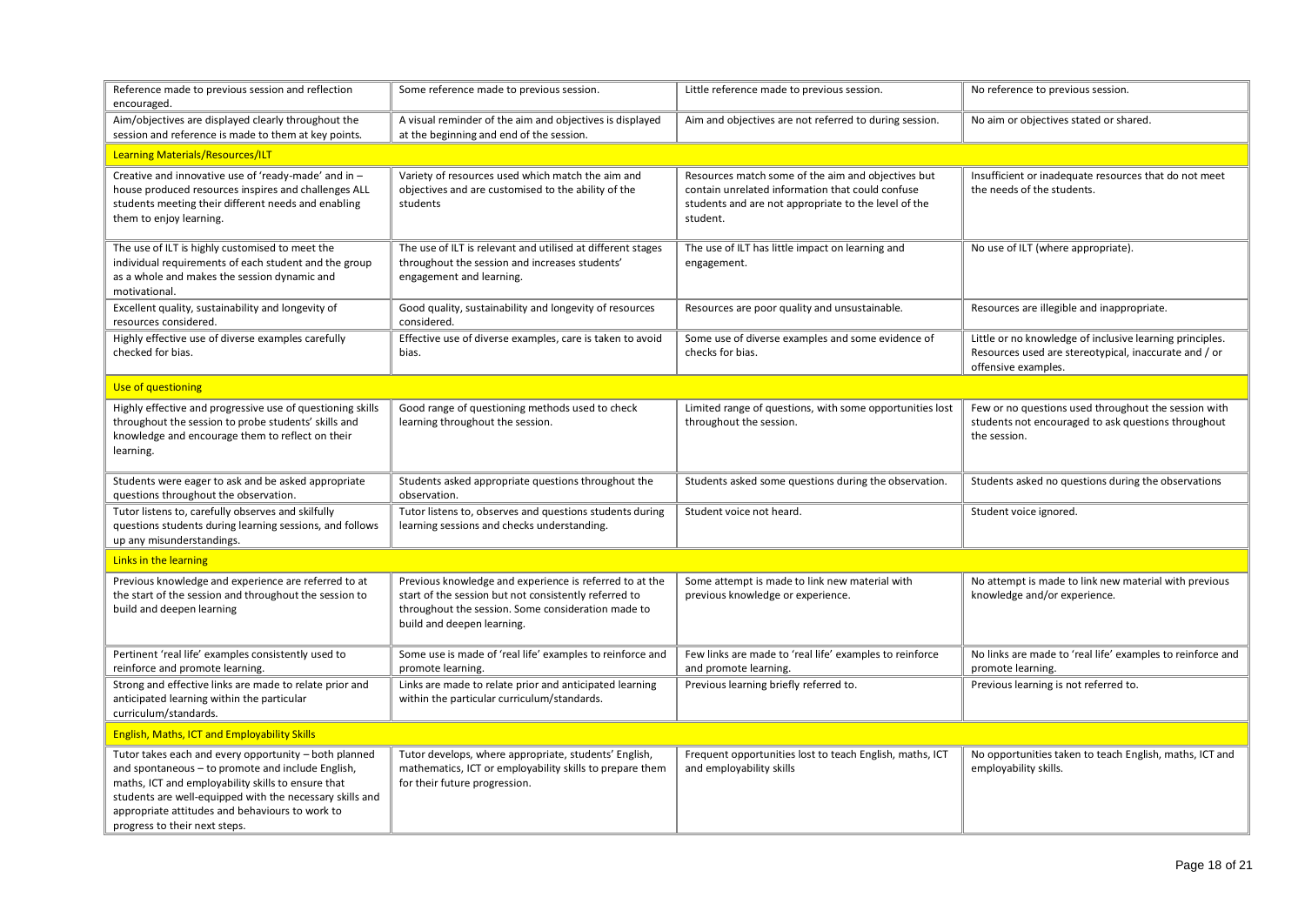| | | | |
|---|---|---|---|
| Reference made to previous session and reflection encouraged. | Some reference made to previous session. | Little reference made to previous session. | No reference to previous session. |
| Aim/objectives are displayed clearly throughout the session and reference is made to them at key points. | A visual reminder of the aim and objectives is displayed at the beginning and end of the session. | Aim and objectives are not referred to during session. | No aim or objectives stated or shared. |
| **Learning Materials/Resources/ILT** | | | |
| Creative and innovative use of 'ready-made' and in – house produced resources inspires and challenges ALL students meeting their different needs and enabling them to enjoy learning. | Variety of resources used which match the aim and objectives and are customised to the ability of the students | Resources match some of the aim and objectives but contain unrelated information that could confuse students and are not appropriate to the level of the student. | Insufficient or inadequate resources that do not meet the needs of the students. |
| The use of ILT is highly customised to meet the individual requirements of each student and the group as a whole and makes the session dynamic and motivational. | The use of ILT is relevant and utilised at different stages throughout the session and increases students' engagement and learning. | The use of ILT has little impact on learning and engagement. | No use of ILT (where appropriate). |
| Excellent quality, sustainability and longevity of resources considered. | Good quality, sustainability and longevity of resources considered. | Resources are poor quality and unsustainable. | Resources are illegible and inappropriate. |
| Highly effective use of diverse examples carefully checked for bias. | Effective use of diverse examples, care is taken to avoid bias. | Some use of diverse examples and some evidence of checks for bias. | Little or no knowledge of inclusive learning principles. Resources used are stereotypical, inaccurate and / or offensive examples. |
| **Use of questioning** | | | |
| Highly effective and progressive use of questioning skills throughout the session to probe students' skills and knowledge and encourage them to reflect on their learning. | Good range of questioning methods used to check learning throughout the session. | Limited range of questions, with some opportunities lost throughout the session. | Few or no questions used throughout the session with students not encouraged to ask questions throughout the session. |
| Students were eager to ask and be asked appropriate questions throughout the observation. | Students asked appropriate questions throughout the observation. | Students asked some questions during the observation. | Students asked no questions during the observations |
| Tutor listens to, carefully observes and skilfully questions students during learning sessions, and follows up any misunderstandings. | Tutor listens to, observes and questions students during learning sessions and checks understanding. | Student voice not heard. | Student voice ignored. |
| **Links in the learning** | | | |
| Previous knowledge and experience are referred to at the start of the session and throughout the session to build and deepen learning | Previous knowledge and experience is referred to at the start of the session but not consistently referred to throughout the session. Some consideration made to build and deepen learning. | Some attempt is made to link new material with previous knowledge or experience. | No attempt is made to link new material with previous knowledge and/or experience. |
| Pertinent 'real life' examples consistently used to reinforce and promote learning. | Some use is made of 'real life' examples to reinforce and promote learning. | Few links are made to 'real life' examples to reinforce and promote learning. | No links are made to 'real life' examples to reinforce and promote learning. |
| Strong and effective links are made to relate prior and anticipated learning within the particular curriculum/standards. | Links are made to relate prior and anticipated learning within the particular curriculum/standards. | Previous learning briefly referred to. | Previous learning is not referred to. |
| **English, Maths, ICT and Employability Skills** | | | |
| Tutor takes each and every opportunity – both planned and spontaneous – to promote and include English, maths, ICT and employability skills to ensure that students are well-equipped with the necessary skills and appropriate attitudes and behaviours to work to progress to their next steps. | Tutor develops, where appropriate, students' English, mathematics, ICT or employability skills to prepare them for their future progression. | Frequent opportunities lost to teach English, maths, ICT and employability skills | No opportunities taken to teach English, maths, ICT and employability skills. |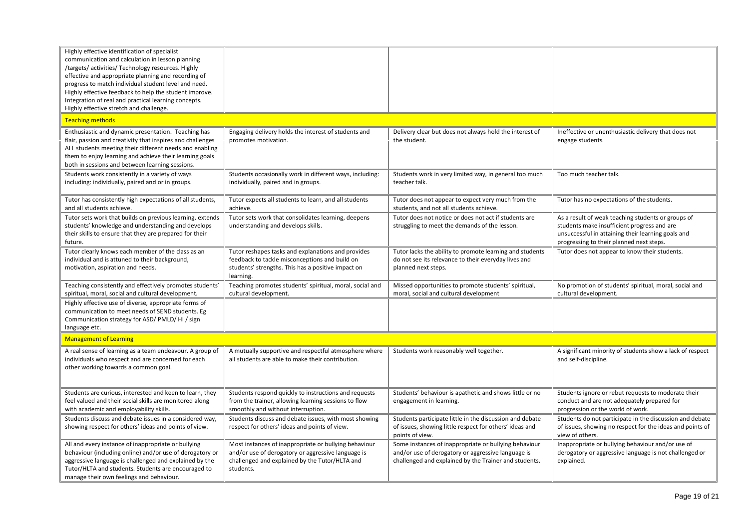| | | | |
|---|---|---|---|
| Highly effective identification of specialist communication and calculation in lesson planning /targets/ activities/ Technology resources. Highly effective and appropriate planning and recording of progress to match individual student level and need. Highly effective feedback to help the student improve. Integration of real and practical learning concepts. Highly effective stretch and challenge. | | | |
| **Teaching methods** | | | |
| Enthusiastic and dynamic presentation. Teaching has flair, passion and creativity that inspires and challenges ALL students meeting their different needs and enabling them to enjoy learning and achieve their learning goals both in sessions and between learning sessions. | Engaging delivery holds the interest of students and promotes motivation. | Delivery clear but does not always hold the interest of the student. | Ineffective or unenthusiastic delivery that does not engage students. |
| Students work consistently in a variety of ways including: individually, paired and or in groups. | Students occasionally work in different ways, including: individually, paired and in groups. | Students work in very limited way, in general too much teacher talk. | Too much teacher talk. |
| Tutor has consistently high expectations of all students, and all students achieve. | Tutor expects all students to learn, and all students achieve. | Tutor does not appear to expect very much from the students, and not all students achieve. | Tutor has no expectations of the students. |
| Tutor sets work that builds on previous learning, extends students' knowledge and understanding and develops their skills to ensure that they are prepared for their future. | Tutor sets work that consolidates learning, deepens understanding and develops skills. | Tutor does not notice or does not act if students are struggling to meet the demands of the lesson. | As a result of weak teaching students or groups of students make insufficient progress and are unsuccessful in attaining their learning goals and progressing to their planned next steps. |
| Tutor clearly knows each member of the class as an individual and is attuned to their background, motivation, aspiration and needs. | Tutor reshapes tasks and explanations and provides feedback to tackle misconceptions and build on students' strengths. This has a positive impact on learning. | Tutor lacks the ability to promote learning and students do not see its relevance to their everyday lives and planned next steps. | Tutor does not appear to know their students. |
| Teaching consistently and effectively promotes students' spiritual, moral, social and cultural development. | Teaching promotes students' spiritual, moral, social and cultural development. | Missed opportunities to promote students' spiritual, moral, social and cultural development | No promotion of students' spiritual, moral, social and cultural development. |
| Highly effective use of diverse, appropriate forms of communication to meet needs of SEND students. Eg Communication strategy for ASD/ PMLD/ HI / sign language etc. | | | |
| **Management of Learning** | | | |
| A real sense of learning as a team endeavour. A group of individuals who respect and are concerned for each other working towards a common goal. | A mutually supportive and respectful atmosphere where all students are able to make their contribution. | Students work reasonably well together. | A significant minority of students show a lack of respect and self-discipline. |
| Students are curious, interested and keen to learn, they feel valued and their social skills are monitored along with academic and employability skills. | Students respond quickly to instructions and requests from the trainer, allowing learning sessions to flow smoothly and without interruption. | Students' behaviour is apathetic and shows little or no engagement in learning. | Students ignore or rebut requests to moderate their conduct and are not adequately prepared for progression or the world of work. |
| Students discuss and debate issues in a considered way, showing respect for others' ideas and points of view. | Students discuss and debate issues, with most showing respect for others' ideas and points of view. | Students participate little in the discussion and debate of issues, showing little respect for others' ideas and points of view. | Students do not participate in the discussion and debate of issues, showing no respect for the ideas and points of view of others. |
| All and every instance of inappropriate or bullying behaviour (including online) and/or use of derogatory or aggressive language is challenged and explained by the Tutor/HLTA and students. Students are encouraged to manage their own feelings and behaviour. | Most instances of inappropriate or bullying behaviour and/or use of derogatory or aggressive language is challenged and explained by the Tutor/HLTA and students. | Some instances of inappropriate or bullying behaviour and/or use of derogatory or aggressive language is challenged and explained by the Trainer and students. | Inappropriate or bullying behaviour and/or use of derogatory or aggressive language is not challenged or explained. |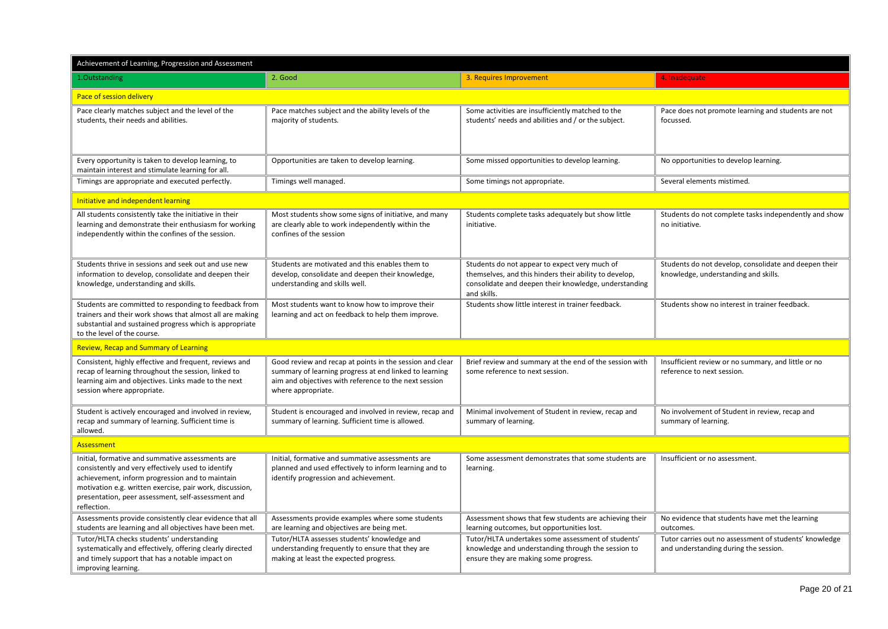| Achievement of Learning, Progression and Assessment | | | |
|---|---|---|---|
| 1.Outstanding | 2. Good | 3. Requires Improvement | 4. Inadequate |
| Pace of session delivery | | | |
| Pace clearly matches subject and the level of the students, their needs and abilities. | Pace matches subject and the ability levels of the majority of students. | Some activities are insufficiently matched to the students' needs and abilities and / or the subject. | Pace does not promote learning and students are not focussed. |
| Every opportunity is taken to develop learning, to maintain interest and stimulate learning for all. | Opportunities are taken to develop learning. | Some missed opportunities to develop learning. | No opportunities to develop learning. |
| Timings are appropriate and executed perfectly. | Timings well managed. | Some timings not appropriate. | Several elements mistimed. |
| Initiative and independent learning | | | |
| All students consistently take the initiative in their learning and demonstrate their enthusiasm for working independently within the confines of the session. | Most students show some signs of initiative, and many are clearly able to work independently within the confines of the session | Students complete tasks adequately but show little initiative. | Students do not complete tasks independently and show no initiative. |
| Students thrive in sessions and seek out and use new information to develop, consolidate and deepen their knowledge, understanding and skills. | Students are motivated and this enables them to develop, consolidate and deepen their knowledge, understanding and skills well. | Students do not appear to expect very much of themselves, and this hinders their ability to develop, consolidate and deepen their knowledge, understanding and skills. | Students do not develop, consolidate and deepen their knowledge, understanding and skills. |
| Students are committed to responding to feedback from trainers and their work shows that almost all are making substantial and sustained progress which is appropriate to the level of the course. | Most students want to know how to improve their learning and act on feedback to help them improve. | Students show little interest in trainer feedback. | Students show no interest in trainer feedback. |
| Review, Recap and Summary of Learning | | | |
| Consistent, highly effective and frequent, reviews and recap of learning throughout the session, linked to learning aim and objectives. Links made to the next session where appropriate. | Good review and recap at points in the session and clear summary of learning progress at end linked to learning aim and objectives with reference to the next session where appropriate. | Brief review and summary at the end of the session with some reference to next session. | Insufficient review or no summary, and little or no reference to next session. |
| Student is actively encouraged and involved in review, recap and summary of learning. Sufficient time is allowed. | Student is encouraged and involved in review, recap and summary of learning. Sufficient time is allowed. | Minimal involvement of Student in review, recap and summary of learning. | No involvement of Student in review, recap and summary of learning. |
| Assessment | | | |
| Initial, formative and summative assessments are consistently and very effectively used to identify achievement, inform progression and to maintain motivation e.g. written exercise, pair work, discussion, presentation, peer assessment, self-assessment and reflection. | Initial, formative and summative assessments are planned and used effectively to inform learning and to identify progression and achievement. | Some assessment demonstrates that some students are learning. | Insufficient or no assessment. |
| Assessments provide consistently clear evidence that all students are learning and all objectives have been met. | Assessments provide examples where some students are learning and objectives are being met. | Assessment shows that few students are achieving their learning outcomes, but opportunities lost. | No evidence that students have met the learning outcomes. |
| Tutor/HLTA checks students' understanding systematically and effectively, offering clearly directed and timely support that has a notable impact on improving learning. | Tutor/HLTA assesses students' knowledge and understanding frequently to ensure that they are making at least the expected progress. | Tutor/HLTA undertakes some assessment of students' knowledge and understanding through the session to ensure they are making some progress. | Tutor carries out no assessment of students' knowledge and understanding during the session. |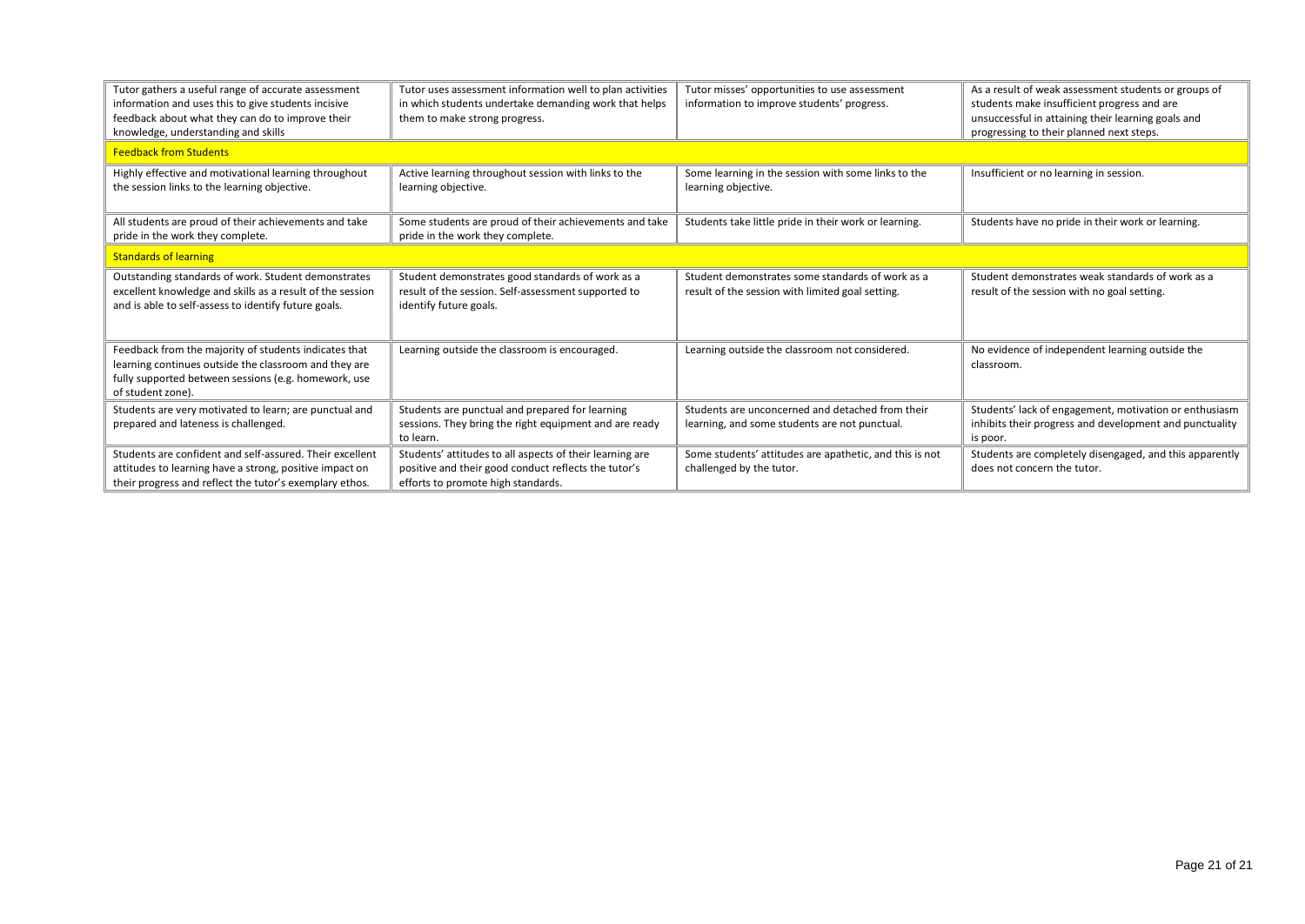| | | | |
|---|---|---|---|
| Tutor gathers a useful range of accurate assessment information and uses this to give students incisive feedback about what they can do to improve their knowledge, understanding and skills | Tutor uses assessment information well to plan activities in which students undertake demanding work that helps them to make strong progress. | Tutor misses' opportunities to use assessment information to improve students' progress. | As a result of weak assessment students or groups of students make insufficient progress and are unsuccessful in attaining their learning goals and progressing to their planned next steps. |
| **Feedback from Students** | | | |
| Highly effective and motivational learning throughout the session links to the learning objective. | Active learning throughout session with links to the learning objective. | Some learning in the session with some links to the learning objective. | Insufficient or no learning in session. |
| All students are proud of their achievements and take pride in the work they complete. | Some students are proud of their achievements and take pride in the work they complete. | Students take little pride in their work or learning. | Students have no pride in their work or learning. |
| **Standards of learning** | | | |
| Outstanding standards of work. Student demonstrates excellent knowledge and skills as a result of the session and is able to self-assess to identify future goals. | Student demonstrates good standards of work as a result of the session. Self-assessment supported to identify future goals. | Student demonstrates some standards of work as a result of the session with limited goal setting. | Student demonstrates weak standards of work as a result of the session with no goal setting. |
| Feedback from the majority of students indicates that learning continues outside the classroom and they are fully supported between sessions (e.g. homework, use of student zone). | Learning outside the classroom is encouraged. | Learning outside the classroom not considered. | No evidence of independent learning outside the classroom. |
| Students are very motivated to learn; are punctual and prepared and lateness is challenged. | Students are punctual and prepared for learning sessions. They bring the right equipment and are ready to learn. | Students are unconcerned and detached from their learning, and some students are not punctual. | Students' lack of engagement, motivation or enthusiasm inhibits their progress and development and punctuality is poor. |
| Students are confident and self-assured. Their excellent attitudes to learning have a strong, positive impact on their progress and reflect the tutor's exemplary ethos. | Students' attitudes to all aspects of their learning are positive and their good conduct reflects the tutor's efforts to promote high standards. | Some students' attitudes are apathetic, and this is not challenged by the tutor. | Students are completely disengaged, and this apparently does not concern the tutor. |